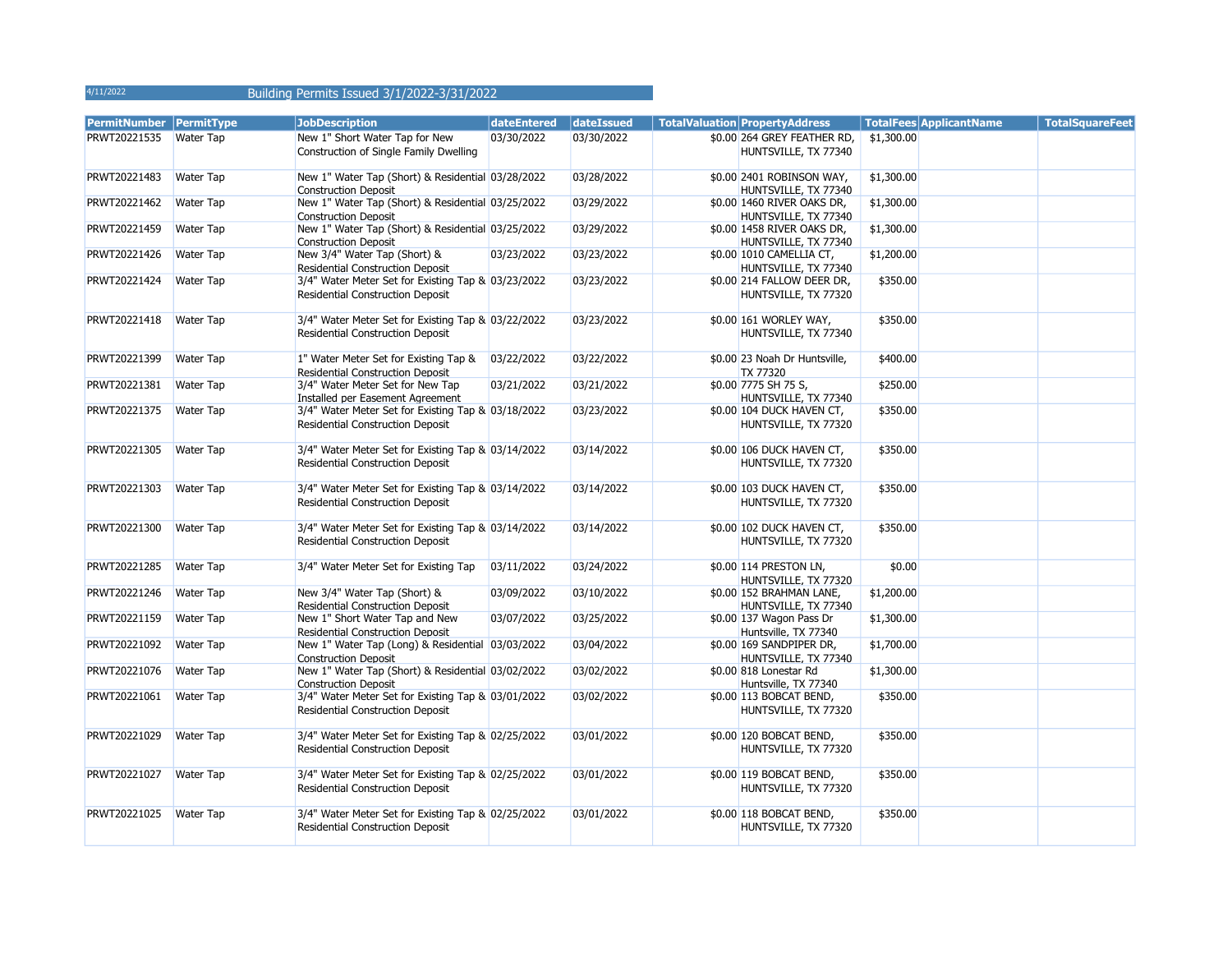4/11/2022

# Building Permits Issued 3/1/2022-3/31/2022

| PermitNumber | PermitType | JobDescription | dateEntered | dateIssued | TotalValuation | PropertyAddress | TotalFees | ApplicantName | TotalSquareFeet |
|---|---|---|---|---|---|---|---|---|---|
| PRWT20221535 | Water Tap | New 1" Short Water Tap for New Construction of Single Family Dwelling | 03/30/2022 | 03/30/2022 | $0.00 | 264 GREY FEATHER RD, HUNTSVILLE, TX 77340 | $1,300.00 | | |
| PRWT20221483 | Water Tap | New 1" Water Tap (Short) & Residential Construction Deposit | 03/28/2022 | 03/28/2022 | $0.00 | 2401 ROBINSON WAY, HUNTSVILLE, TX 77340 | $1,300.00 | | |
| PRWT20221462 | Water Tap | New 1" Water Tap (Short) & Residential Construction Deposit | 03/25/2022 | 03/29/2022 | $0.00 | 1460 RIVER OAKS DR, HUNTSVILLE, TX 77340 | $1,300.00 | | |
| PRWT20221459 | Water Tap | New 1" Water Tap (Short) & Residential Construction Deposit | 03/25/2022 | 03/29/2022 | $0.00 | 1458 RIVER OAKS DR, HUNTSVILLE, TX 77340 | $1,300.00 | | |
| PRWT20221426 | Water Tap | New 3/4" Water Tap (Short) & Residential Construction Deposit | 03/23/2022 | 03/23/2022 | $0.00 | 1010 CAMELLIA CT, HUNTSVILLE, TX 77340 | $1,200.00 | | |
| PRWT20221424 | Water Tap | 3/4" Water Meter Set for Existing Tap & Residential Construction Deposit | 03/23/2022 | 03/23/2022 | $0.00 | 214 FALLOW DEER DR, HUNTSVILLE, TX 77320 | $350.00 | | |
| PRWT20221418 | Water Tap | 3/4" Water Meter Set for Existing Tap & Residential Construction Deposit | 03/22/2022 | 03/23/2022 | $0.00 | 161 WORLEY WAY, HUNTSVILLE, TX 77340 | $350.00 | | |
| PRWT20221399 | Water Tap | 1" Water Meter Set for Existing Tap & Residential Construction Deposit | 03/22/2022 | 03/22/2022 | $0.00 | 23 Noah Dr Huntsville, TX 77320 | $400.00 | | |
| PRWT20221381 | Water Tap | 3/4" Water Meter Set for New Tap Installed per Easement Agreement | 03/21/2022 | 03/21/2022 | $0.00 | 7775 SH 75 S, HUNTSVILLE, TX 77340 | $250.00 | | |
| PRWT20221375 | Water Tap | 3/4" Water Meter Set for Existing Tap & Residential Construction Deposit | 03/18/2022 | 03/23/2022 | $0.00 | 104 DUCK HAVEN CT, HUNTSVILLE, TX 77320 | $350.00 | | |
| PRWT20221305 | Water Tap | 3/4" Water Meter Set for Existing Tap & Residential Construction Deposit | 03/14/2022 | 03/14/2022 | $0.00 | 106 DUCK HAVEN CT, HUNTSVILLE, TX 77320 | $350.00 | | |
| PRWT20221303 | Water Tap | 3/4" Water Meter Set for Existing Tap & Residential Construction Deposit | 03/14/2022 | 03/14/2022 | $0.00 | 103 DUCK HAVEN CT, HUNTSVILLE, TX 77320 | $350.00 | | |
| PRWT20221300 | Water Tap | 3/4" Water Meter Set for Existing Tap & Residential Construction Deposit | 03/14/2022 | 03/14/2022 | $0.00 | 102 DUCK HAVEN CT, HUNTSVILLE, TX 77320 | $350.00 | | |
| PRWT20221285 | Water Tap | 3/4" Water Meter Set for Existing Tap | 03/11/2022 | 03/24/2022 | $0.00 | 114 PRESTON LN, HUNTSVILLE, TX 77320 | $0.00 | | |
| PRWT20221246 | Water Tap | New 3/4" Water Tap (Short) & Residential Construction Deposit | 03/09/2022 | 03/10/2022 | $0.00 | 152 BRAHMAN LANE, HUNTSVILLE, TX 77340 | $1,200.00 | | |
| PRWT20221159 | Water Tap | New 1" Short Water Tap and New Residential Construction Deposit | 03/07/2022 | 03/25/2022 | $0.00 | 137 Wagon Pass Dr Huntsville, TX 77340 | $1,300.00 | | |
| PRWT20221092 | Water Tap | New 1" Water Tap (Long) & Residential Construction Deposit | 03/03/2022 | 03/04/2022 | $0.00 | 169 SANDPIPER DR, HUNTSVILLE, TX 77340 | $1,700.00 | | |
| PRWT20221076 | Water Tap | New 1" Water Tap (Short) & Residential Construction Deposit | 03/02/2022 | 03/02/2022 | $0.00 | 818 Lonestar Rd Huntsville, TX 77340 | $1,300.00 | | |
| PRWT20221061 | Water Tap | 3/4" Water Meter Set for Existing Tap & Residential Construction Deposit | 03/01/2022 | 03/02/2022 | $0.00 | 113 BOBCAT BEND, HUNTSVILLE, TX 77320 | $350.00 | | |
| PRWT20221029 | Water Tap | 3/4" Water Meter Set for Existing Tap & Residential Construction Deposit | 02/25/2022 | 03/01/2022 | $0.00 | 120 BOBCAT BEND, HUNTSVILLE, TX 77320 | $350.00 | | |
| PRWT20221027 | Water Tap | 3/4" Water Meter Set for Existing Tap & Residential Construction Deposit | 02/25/2022 | 03/01/2022 | $0.00 | 119 BOBCAT BEND, HUNTSVILLE, TX 77320 | $350.00 | | |
| PRWT20221025 | Water Tap | 3/4" Water Meter Set for Existing Tap & Residential Construction Deposit | 02/25/2022 | 03/01/2022 | $0.00 | 118 BOBCAT BEND, HUNTSVILLE, TX 77320 | $350.00 | | |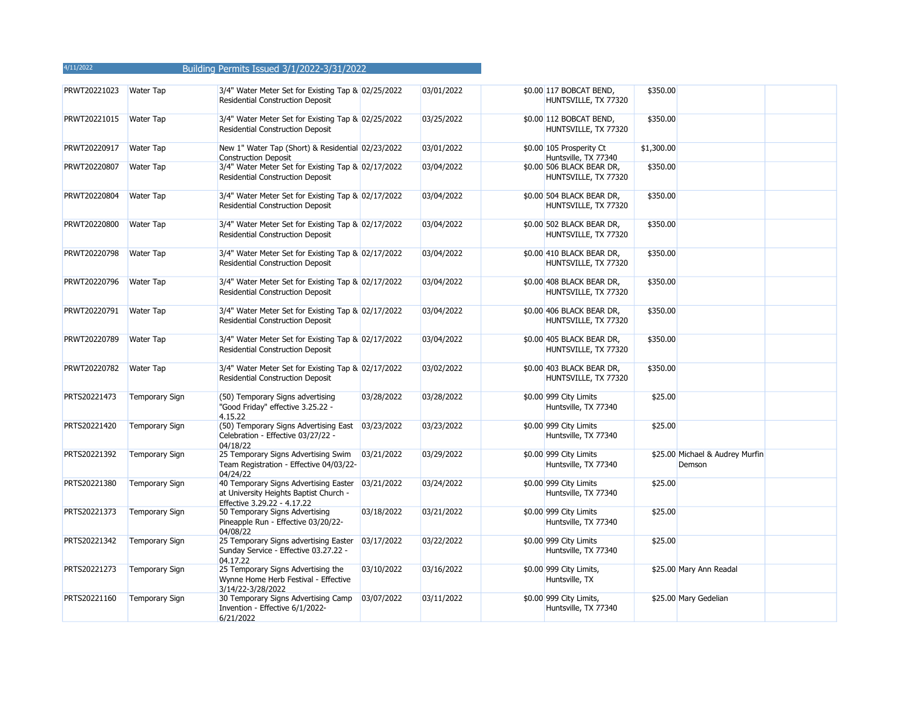4/11/2022 Building Permits Issued 3/1/2022-3/31/2022

| | | | | | | | | | | |
|---|---|---|---|---|---|---|---|---|---|---|
| PRWT20221023 | Water Tap | 3/4" Water Meter Set for Existing Tap & Residential Construction Deposit | 02/25/2022 | 03/01/2022 | | $0.00 | 117 BOBCAT BEND, HUNTSVILLE, TX 77320 | $350.00 | | |
| PRWT20221015 | Water Tap | 3/4" Water Meter Set for Existing Tap & Residential Construction Deposit | 02/25/2022 | 03/25/2022 | | $0.00 | 112 BOBCAT BEND, HUNTSVILLE, TX 77320 | $350.00 | | |
| PRWT20220917 | Water Tap | New 1" Water Tap (Short) & Residential Construction Deposit | 02/23/2022 | 03/01/2022 | | $0.00 | 105 Prosperity Ct Huntsville, TX 77340 | $1,300.00 | | |
| PRWT20220807 | Water Tap | 3/4" Water Meter Set for Existing Tap & Residential Construction Deposit | 02/17/2022 | 03/04/2022 | | $0.00 | 506 BLACK BEAR DR, HUNTSVILLE, TX 77320 | $350.00 | | |
| PRWT20220804 | Water Tap | 3/4" Water Meter Set for Existing Tap & Residential Construction Deposit | 02/17/2022 | 03/04/2022 | | $0.00 | 504 BLACK BEAR DR, HUNTSVILLE, TX 77320 | $350.00 | | |
| PRWT20220800 | Water Tap | 3/4" Water Meter Set for Existing Tap & Residential Construction Deposit | 02/17/2022 | 03/04/2022 | | $0.00 | 502 BLACK BEAR DR, HUNTSVILLE, TX 77320 | $350.00 | | |
| PRWT20220798 | Water Tap | 3/4" Water Meter Set for Existing Tap & Residential Construction Deposit | 02/17/2022 | 03/04/2022 | | $0.00 | 410 BLACK BEAR DR, HUNTSVILLE, TX 77320 | $350.00 | | |
| PRWT20220796 | Water Tap | 3/4" Water Meter Set for Existing Tap & Residential Construction Deposit | 02/17/2022 | 03/04/2022 | | $0.00 | 408 BLACK BEAR DR, HUNTSVILLE, TX 77320 | $350.00 | | |
| PRWT20220791 | Water Tap | 3/4" Water Meter Set for Existing Tap & Residential Construction Deposit | 02/17/2022 | 03/04/2022 | | $0.00 | 406 BLACK BEAR DR, HUNTSVILLE, TX 77320 | $350.00 | | |
| PRWT20220789 | Water Tap | 3/4" Water Meter Set for Existing Tap & Residential Construction Deposit | 02/17/2022 | 03/04/2022 | | $0.00 | 405 BLACK BEAR DR, HUNTSVILLE, TX 77320 | $350.00 | | |
| PRWT20220782 | Water Tap | 3/4" Water Meter Set for Existing Tap & Residential Construction Deposit | 02/17/2022 | 03/02/2022 | | $0.00 | 403 BLACK BEAR DR, HUNTSVILLE, TX 77320 | $350.00 | | |
| PRTS20221473 | Temporary Sign | (50) Temporary Signs advertising "Good Friday" effective 3.25.22 - 4.15.22 | 03/28/2022 | 03/28/2022 | | $0.00 | 999 City Limits Huntsville, TX 77340 | $25.00 | | |
| PRTS20221420 | Temporary Sign | (50) Temporary Signs Advertising East Celebration - Effective 03/27/22 - 04/18/22 | 03/23/2022 | 03/23/2022 | | $0.00 | 999 City Limits Huntsville, TX 77340 | $25.00 | | |
| PRTS20221392 | Temporary Sign | 25 Temporary Signs Advertising Swim Team Registration - Effective 04/03/22-04/24/22 | 03/21/2022 | 03/29/2022 | | $0.00 | 999 City Limits Huntsville, TX 77340 | $25.00 | Michael & Audrey Murfin Demson | |
| PRTS20221380 | Temporary Sign | 40 Temporary Signs Advertising Easter at University Heights Baptist Church - Effective 3.29.22 - 4.17.22 | 03/21/2022 | 03/24/2022 | | $0.00 | 999 City Limits Huntsville, TX 77340 | $25.00 | | |
| PRTS20221373 | Temporary Sign | 50 Temporary Signs Advertising Pineapple Run - Effective 03/20/22-04/08/22 | 03/18/2022 | 03/21/2022 | | $0.00 | 999 City Limits Huntsville, TX 77340 | $25.00 | | |
| PRTS20221342 | Temporary Sign | 25 Temporary Signs advertising Easter Sunday Service - Effective 03.27.22 - 04.17.22 | 03/17/2022 | 03/22/2022 | | $0.00 | 999 City Limits Huntsville, TX 77340 | $25.00 | | |
| PRTS20221273 | Temporary Sign | 25 Temporary Signs Advertising the Wynne Home Herb Festival - Effective 3/14/22-3/28/2022 | 03/10/2022 | 03/16/2022 | | $0.00 | 999 City Limits, Huntsville, TX | $25.00 | Mary Ann Readal | |
| PRTS20221160 | Temporary Sign | 30 Temporary Signs Advertising Camp Invention - Effective 6/1/2022-6/21/2022 | 03/07/2022 | 03/11/2022 | | $0.00 | 999 City Limits, Huntsville, TX 77340 | $25.00 | Mary Gedelian | |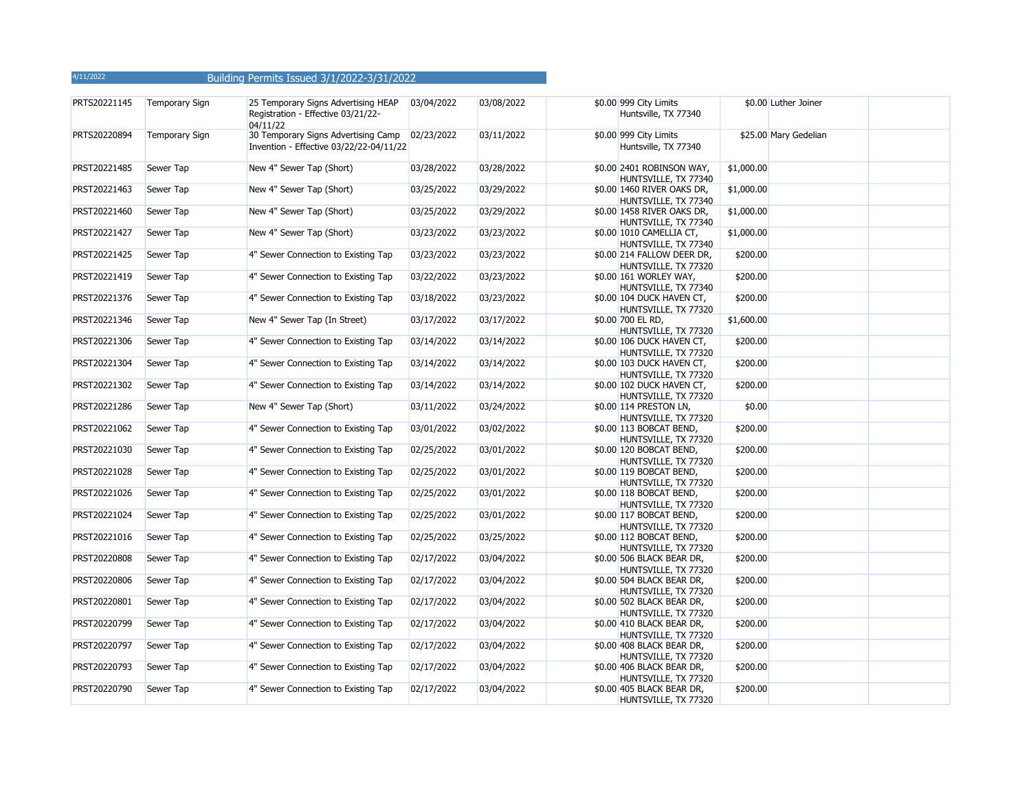4/11/2022 Building Permits Issued 3/1/2022-3/31/2022

| | | | | | | | | | | |
|---|---|---|---|---|---|---|---|---|---|---|
| PRTS20221145 | Temporary Sign | 25 Temporary Signs Advertising HEAP Registration - Effective 03/21/22-04/11/22 | 03/04/2022 | 03/08/2022 | | $0.00 | 999 City Limits Huntsville, TX 77340 | $0.00 | Luther Joiner | |
| PRTS20220894 | Temporary Sign | 30 Temporary Signs Advertising Camp Invention - Effective 03/22/22-04/11/22 | 02/23/2022 | 03/11/2022 | | $0.00 | 999 City Limits Huntsville, TX 77340 | $25.00 | Mary Gedelian | |
| PRST20221485 | Sewer Tap | New 4" Sewer Tap (Short) | 03/28/2022 | 03/28/2022 | | $0.00 | 2401 ROBINSON WAY, HUNTSVILLE, TX 77340 | $1,000.00 | | |
| PRST20221463 | Sewer Tap | New 4" Sewer Tap (Short) | 03/25/2022 | 03/29/2022 | | $0.00 | 1460 RIVER OAKS DR, HUNTSVILLE, TX 77340 | $1,000.00 | | |
| PRST20221460 | Sewer Tap | New 4" Sewer Tap (Short) | 03/25/2022 | 03/29/2022 | | $0.00 | 1458 RIVER OAKS DR, HUNTSVILLE, TX 77340 | $1,000.00 | | |
| PRST20221427 | Sewer Tap | New 4" Sewer Tap (Short) | 03/23/2022 | 03/23/2022 | | $0.00 | 1010 CAMELLIA CT, HUNTSVILLE, TX 77340 | $1,000.00 | | |
| PRST20221425 | Sewer Tap | 4" Sewer Connection to Existing Tap | 03/23/2022 | 03/23/2022 | | $0.00 | 214 FALLOW DEER DR, HUNTSVILLE, TX 77320 | $200.00 | | |
| PRST20221419 | Sewer Tap | 4" Sewer Connection to Existing Tap | 03/22/2022 | 03/23/2022 | | $0.00 | 161 WORLEY WAY, HUNTSVILLE, TX 77340 | $200.00 | | |
| PRST20221376 | Sewer Tap | 4" Sewer Connection to Existing Tap | 03/18/2022 | 03/23/2022 | | $0.00 | 104 DUCK HAVEN CT, HUNTSVILLE, TX 77320 | $200.00 | | |
| PRST20221346 | Sewer Tap | New 4" Sewer Tap (In Street) | 03/17/2022 | 03/17/2022 | | $0.00 | 700 EL RD, HUNTSVILLE, TX 77320 | $1,600.00 | | |
| PRST20221306 | Sewer Tap | 4" Sewer Connection to Existing Tap | 03/14/2022 | 03/14/2022 | | $0.00 | 106 DUCK HAVEN CT, HUNTSVILLE, TX 77320 | $200.00 | | |
| PRST20221304 | Sewer Tap | 4" Sewer Connection to Existing Tap | 03/14/2022 | 03/14/2022 | | $0.00 | 103 DUCK HAVEN CT, HUNTSVILLE, TX 77320 | $200.00 | | |
| PRST20221302 | Sewer Tap | 4" Sewer Connection to Existing Tap | 03/14/2022 | 03/14/2022 | | $0.00 | 102 DUCK HAVEN CT, HUNTSVILLE, TX 77320 | $200.00 | | |
| PRST20221286 | Sewer Tap | New 4" Sewer Tap (Short) | 03/11/2022 | 03/24/2022 | | $0.00 | 114 PRESTON LN, HUNTSVILLE, TX 77320 | $0.00 | | |
| PRST20221062 | Sewer Tap | 4" Sewer Connection to Existing Tap | 03/01/2022 | 03/02/2022 | | $0.00 | 113 BOBCAT BEND, HUNTSVILLE, TX 77320 | $200.00 | | |
| PRST20221030 | Sewer Tap | 4" Sewer Connection to Existing Tap | 02/25/2022 | 03/01/2022 | | $0.00 | 120 BOBCAT BEND, HUNTSVILLE, TX 77320 | $200.00 | | |
| PRST20221028 | Sewer Tap | 4" Sewer Connection to Existing Tap | 02/25/2022 | 03/01/2022 | | $0.00 | 119 BOBCAT BEND, HUNTSVILLE, TX 77320 | $200.00 | | |
| PRST20221026 | Sewer Tap | 4" Sewer Connection to Existing Tap | 02/25/2022 | 03/01/2022 | | $0.00 | 118 BOBCAT BEND, HUNTSVILLE, TX 77320 | $200.00 | | |
| PRST20221024 | Sewer Tap | 4" Sewer Connection to Existing Tap | 02/25/2022 | 03/01/2022 | | $0.00 | 117 BOBCAT BEND, HUNTSVILLE, TX 77320 | $200.00 | | |
| PRST20221016 | Sewer Tap | 4" Sewer Connection to Existing Tap | 02/25/2022 | 03/25/2022 | | $0.00 | 112 BOBCAT BEND, HUNTSVILLE, TX 77320 | $200.00 | | |
| PRST20220808 | Sewer Tap | 4" Sewer Connection to Existing Tap | 02/17/2022 | 03/04/2022 | | $0.00 | 506 BLACK BEAR DR, HUNTSVILLE, TX 77320 | $200.00 | | |
| PRST20220806 | Sewer Tap | 4" Sewer Connection to Existing Tap | 02/17/2022 | 03/04/2022 | | $0.00 | 504 BLACK BEAR DR, HUNTSVILLE, TX 77320 | $200.00 | | |
| PRST20220801 | Sewer Tap | 4" Sewer Connection to Existing Tap | 02/17/2022 | 03/04/2022 | | $0.00 | 502 BLACK BEAR DR, HUNTSVILLE, TX 77320 | $200.00 | | |
| PRST20220799 | Sewer Tap | 4" Sewer Connection to Existing Tap | 02/17/2022 | 03/04/2022 | | $0.00 | 410 BLACK BEAR DR, HUNTSVILLE, TX 77320 | $200.00 | | |
| PRST20220797 | Sewer Tap | 4" Sewer Connection to Existing Tap | 02/17/2022 | 03/04/2022 | | $0.00 | 408 BLACK BEAR DR, HUNTSVILLE, TX 77320 | $200.00 | | |
| PRST20220793 | Sewer Tap | 4" Sewer Connection to Existing Tap | 02/17/2022 | 03/04/2022 | | $0.00 | 406 BLACK BEAR DR, HUNTSVILLE, TX 77320 | $200.00 | | |
| PRST20220790 | Sewer Tap | 4" Sewer Connection to Existing Tap | 02/17/2022 | 03/04/2022 | | $0.00 | 405 BLACK BEAR DR, HUNTSVILLE, TX 77320 | $200.00 | | |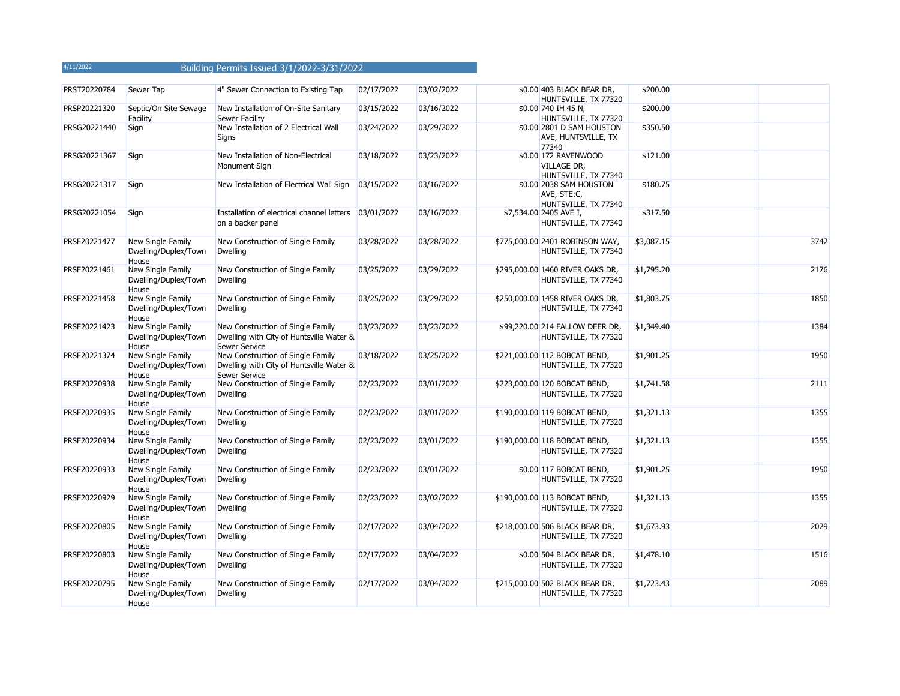4/11/2022

# Building Permits Issued 3/1/2022-3/31/2022

| | | | | | | | | | |
|---|---|---|---|---|---|---|---|---|---|
| PRST20220784 | Sewer Tap | 4" Sewer Connection to Existing Tap | 02/17/2022 | 03/02/2022 | $0.00 | 403 BLACK BEAR DR, HUNTSVILLE, TX 77320 | $200.00 | | |
| PRSP20221320 | Septic/On Site Sewage Facility | New Installation of On-Site Sanitary Sewer Facility | 03/15/2022 | 03/16/2022 | $0.00 | 740 IH 45 N, HUNTSVILLE, TX 77320 | $200.00 | | |
| PRSG20221440 | Sign | New Installation of 2 Electrical Wall Signs | 03/24/2022 | 03/29/2022 | $0.00 | 2801 D SAM HOUSTON AVE, HUNTSVILLE, TX 77340 | $350.50 | | |
| PRSG20221367 | Sign | New Installation of Non-Electrical Monument Sign | 03/18/2022 | 03/23/2022 | $0.00 | 172 RAVENWOOD VILLAGE DR, HUNTSVILLE, TX 77340 | $121.00 | | |
| PRSG20221317 | Sign | New Installation of Electrical Wall Sign | 03/15/2022 | 03/16/2022 | $0.00 | 2038 SAM HOUSTON AVE, STE:C, HUNTSVILLE, TX 77340 | $180.75 | | |
| PRSG20221054 | Sign | Installation of electrical channel letters on a backer panel | 03/01/2022 | 03/16/2022 | $7,534.00 | 2405 AVE I, HUNTSVILLE, TX 77340 | $317.50 | | |
| PRSF20221477 | New Single Family Dwelling/Duplex/Town House | New Construction of Single Family Dwelling | 03/28/2022 | 03/28/2022 | $775,000.00 | 2401 ROBINSON WAY, HUNTSVILLE, TX 77340 | $3,087.15 | | 3742 |
| PRSF20221461 | New Single Family Dwelling/Duplex/Town House | New Construction of Single Family Dwelling | 03/25/2022 | 03/29/2022 | $295,000.00 | 1460 RIVER OAKS DR, HUNTSVILLE, TX 77340 | $1,795.20 | | 2176 |
| PRSF20221458 | New Single Family Dwelling/Duplex/Town House | New Construction of Single Family Dwelling | 03/25/2022 | 03/29/2022 | $250,000.00 | 1458 RIVER OAKS DR, HUNTSVILLE, TX 77340 | $1,803.75 | | 1850 |
| PRSF20221423 | New Single Family Dwelling/Duplex/Town House | New Construction of Single Family Dwelling with City of Huntsville Water & Sewer Service | 03/23/2022 | 03/23/2022 | $99,220.00 | 214 FALLOW DEER DR, HUNTSVILLE, TX 77320 | $1,349.40 | | 1384 |
| PRSF20221374 | New Single Family Dwelling/Duplex/Town House | New Construction of Single Family Dwelling with City of Huntsville Water & Sewer Service | 03/18/2022 | 03/25/2022 | $221,000.00 | 112 BOBCAT BEND, HUNTSVILLE, TX 77320 | $1,901.25 | | 1950 |
| PRSF20220938 | New Single Family Dwelling/Duplex/Town House | New Construction of Single Family Dwelling | 02/23/2022 | 03/01/2022 | $223,000.00 | 120 BOBCAT BEND, HUNTSVILLE, TX 77320 | $1,741.58 | | 2111 |
| PRSF20220935 | New Single Family Dwelling/Duplex/Town House | New Construction of Single Family Dwelling | 02/23/2022 | 03/01/2022 | $190,000.00 | 119 BOBCAT BEND, HUNTSVILLE, TX 77320 | $1,321.13 | | 1355 |
| PRSF20220934 | New Single Family Dwelling/Duplex/Town House | New Construction of Single Family Dwelling | 02/23/2022 | 03/01/2022 | $190,000.00 | 118 BOBCAT BEND, HUNTSVILLE, TX 77320 | $1,321.13 | | 1355 |
| PRSF20220933 | New Single Family Dwelling/Duplex/Town House | New Construction of Single Family Dwelling | 02/23/2022 | 03/01/2022 | $0.00 | 117 BOBCAT BEND, HUNTSVILLE, TX 77320 | $1,901.25 | | 1950 |
| PRSF20220929 | New Single Family Dwelling/Duplex/Town House | New Construction of Single Family Dwelling | 02/23/2022 | 03/02/2022 | $190,000.00 | 113 BOBCAT BEND, HUNTSVILLE, TX 77320 | $1,321.13 | | 1355 |
| PRSF20220805 | New Single Family Dwelling/Duplex/Town House | New Construction of Single Family Dwelling | 02/17/2022 | 03/04/2022 | $218,000.00 | 506 BLACK BEAR DR, HUNTSVILLE, TX 77320 | $1,673.93 | | 2029 |
| PRSF20220803 | New Single Family Dwelling/Duplex/Town House | New Construction of Single Family Dwelling | 02/17/2022 | 03/04/2022 | $0.00 | 504 BLACK BEAR DR, HUNTSVILLE, TX 77320 | $1,478.10 | | 1516 |
| PRSF20220795 | New Single Family Dwelling/Duplex/Town House | New Construction of Single Family Dwelling | 02/17/2022 | 03/04/2022 | $215,000.00 | 502 BLACK BEAR DR, HUNTSVILLE, TX 77320 | $1,723.43 | | 2089 |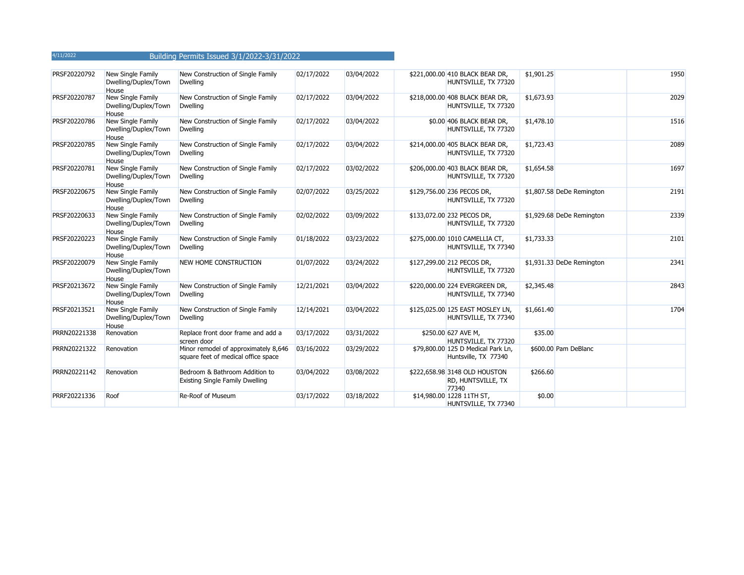4/11/2022

## Building Permits Issued 3/1/2022-3/31/2022

| | | | | | | | | | |
|---|---|---|---|---|---|---|---|---|---|
| PRSF20220792 | New Single Family Dwelling/Duplex/Town House | New Construction of Single Family Dwelling | 02/17/2022 | 03/04/2022 | $221,000.00 | 410 BLACK BEAR DR, HUNTSVILLE, TX 77320 | $1,901.25 | | 1950 |
| PRSF20220787 | New Single Family Dwelling/Duplex/Town House | New Construction of Single Family Dwelling | 02/17/2022 | 03/04/2022 | $218,000.00 | 408 BLACK BEAR DR, HUNTSVILLE, TX 77320 | $1,673.93 | | 2029 |
| PRSF20220786 | New Single Family Dwelling/Duplex/Town House | New Construction of Single Family Dwelling | 02/17/2022 | 03/04/2022 | $0.00 | 406 BLACK BEAR DR, HUNTSVILLE, TX 77320 | $1,478.10 | | 1516 |
| PRSF20220785 | New Single Family Dwelling/Duplex/Town House | New Construction of Single Family Dwelling | 02/17/2022 | 03/04/2022 | $214,000.00 | 405 BLACK BEAR DR, HUNTSVILLE, TX 77320 | $1,723.43 | | 2089 |
| PRSF20220781 | New Single Family Dwelling/Duplex/Town House | New Construction of Single Family Dwelling | 02/17/2022 | 03/02/2022 | $206,000.00 | 403 BLACK BEAR DR, HUNTSVILLE, TX 77320 | $1,654.58 | | 1697 |
| PRSF20220675 | New Single Family Dwelling/Duplex/Town House | New Construction of Single Family Dwelling | 02/07/2022 | 03/25/2022 | $129,756.00 | 236 PECOS DR, HUNTSVILLE, TX 77320 | $1,807.58 | DeDe Remington | 2191 |
| PRSF20220633 | New Single Family Dwelling/Duplex/Town House | New Construction of Single Family Dwelling | 02/02/2022 | 03/09/2022 | $133,072.00 | 232 PECOS DR, HUNTSVILLE, TX 77320 | $1,929.68 | DeDe Remington | 2339 |
| PRSF20220223 | New Single Family Dwelling/Duplex/Town House | New Construction of Single Family Dwelling | 01/18/2022 | 03/23/2022 | $275,000.00 | 1010 CAMELLIA CT, HUNTSVILLE, TX 77340 | $1,733.33 | | 2101 |
| PRSF20220079 | New Single Family Dwelling/Duplex/Town House | NEW HOME CONSTRUCTION | 01/07/2022 | 03/24/2022 | $127,299.00 | 212 PECOS DR, HUNTSVILLE, TX 77320 | $1,931.33 | DeDe Remington | 2341 |
| PRSF20213672 | New Single Family Dwelling/Duplex/Town House | New Construction of Single Family Dwelling | 12/21/2021 | 03/04/2022 | $220,000.00 | 224 EVERGREEN DR, HUNTSVILLE, TX 77340 | $2,345.48 | | 2843 |
| PRSF20213521 | New Single Family Dwelling/Duplex/Town House | New Construction of Single Family Dwelling | 12/14/2021 | 03/04/2022 | $125,025.00 | 125 EAST MOSLEY LN, HUNTSVILLE, TX 77340 | $1,661.40 | | 1704 |
| PRRN20221338 | Renovation | Replace front door frame and add a screen door | 03/17/2022 | 03/31/2022 | $250.00 | 627 AVE M, HUNTSVILLE, TX 77320 | $35.00 | | |
| PRRN20221322 | Renovation | Minor remodel of approximately 8,646 square feet of medical office space | 03/16/2022 | 03/29/2022 | $79,800.00 | 125 D Medical Park Ln, Huntsville, TX 77340 | $600.00 | Pam DeBlanc | |
| PRRN20221142 | Renovation | Bedroom & Bathroom Addition to Existing Single Family Dwelling | 03/04/2022 | 03/08/2022 | $222,658.98 | 3148 OLD HOUSTON RD, HUNTSVILLE, TX 77340 | $266.60 | | |
| PRRF20221336 | Roof | Re-Roof of Museum | 03/17/2022 | 03/18/2022 | $14,980.00 | 1228 11TH ST, HUNTSVILLE, TX 77340 | $0.00 | | |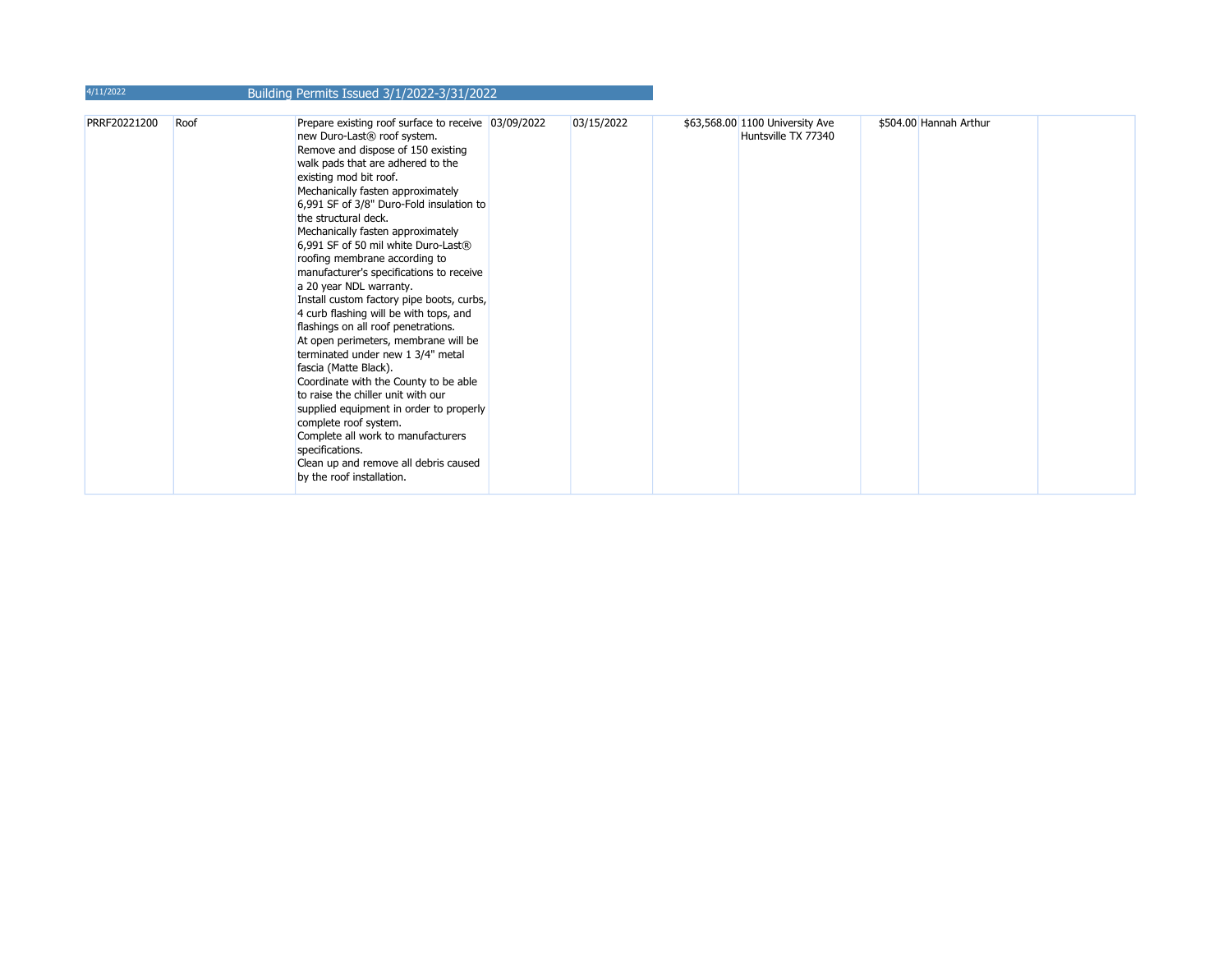4/11/2022 Building Permits Issued 3/1/2022-3/31/2022

| | | | | | | | | | |
|---|---|---|---|---|---|---|---|---|---|
| PRRF20221200 | Roof | Prepare existing roof surface to receive new Duro-Last® roof system.<br>Remove and dispose of 150 existing walk pads that are adhered to the existing mod bit roof.<br>Mechanically fasten approximately 6,991 SF of 3/8" Duro-Fold insulation to the structural deck.<br>Mechanically fasten approximately 6,991 SF of 50 mil white Duro-Last® roofing membrane according to manufacturer's specifications to receive a 20 year NDL warranty.<br>Install custom factory pipe boots, curbs, 4 curb flashing will be with tops, and flashings on all roof penetrations.<br>At open perimeters, membrane will be terminated under new 1 3/4" metal fascia (Matte Black).<br>Coordinate with the County to be able to raise the chiller unit with our supplied equipment in order to properly complete roof system.<br>Complete all work to manufacturers specifications.<br>Clean up and remove all debris caused by the roof installation. | 03/09/2022 | 03/15/2022 | $63,568.00 | 1100 University Ave Huntsville TX 77340 | $504.00 | Hannah Arthur | |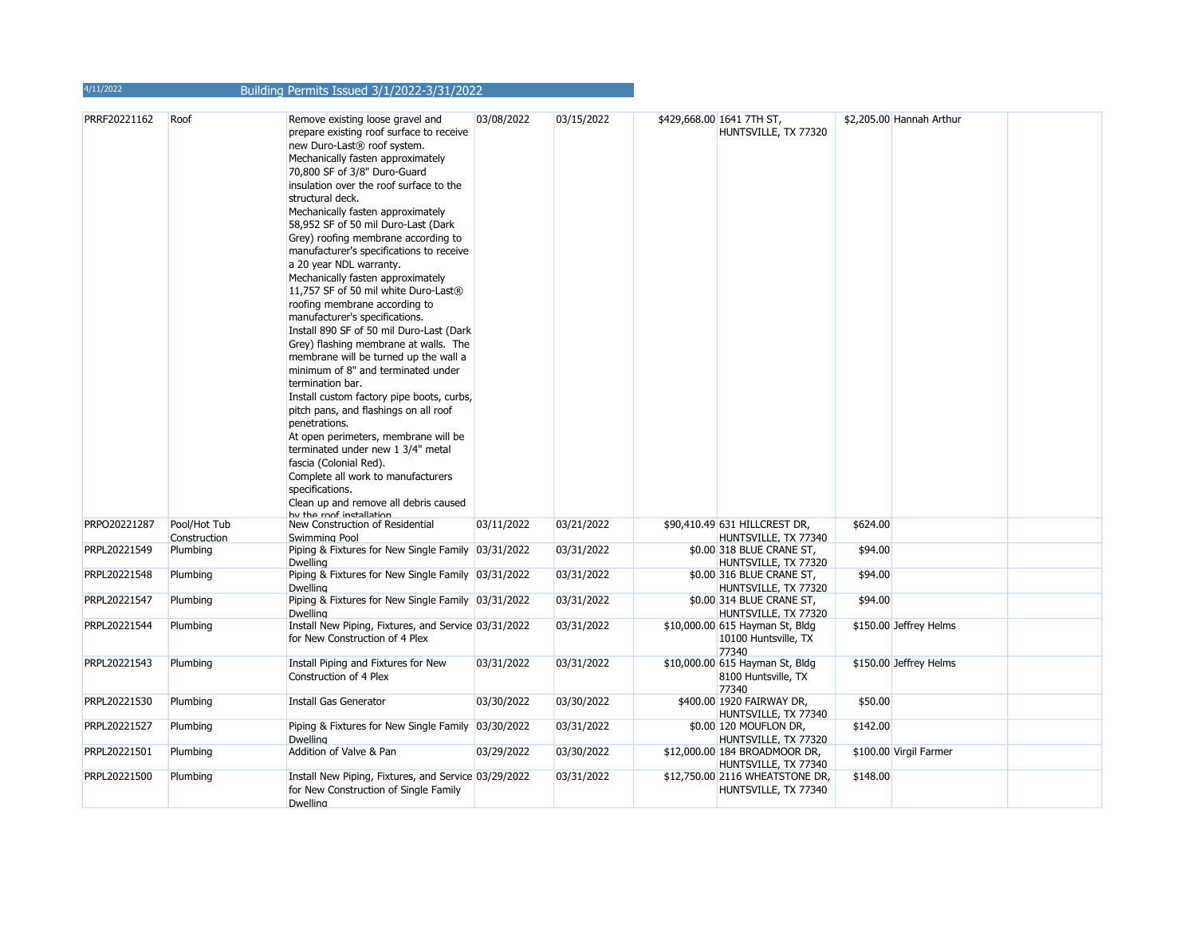4/11/2022

## Building Permits Issued 3/1/2022-3/31/2022

| | | | | | | | | | |
|---|---|---|---|---|---|---|---|---|---|
| PRRF20221162 | Roof | Remove existing loose gravel and prepare existing roof surface to receive new Duro-Last® roof system. Mechanically fasten approximately 70,800 SF of 3/8" Duro-Guard insulation over the roof surface to the structural deck. Mechanically fasten approximately 58,952 SF of 50 mil Duro-Last (Dark Grey) roofing membrane according to manufacturer's specifications to receive a 20 year NDL warranty. Mechanically fasten approximately 11,757 SF of 50 mil white Duro-Last® roofing membrane according to manufacturer's specifications. Install 890 SF of 50 mil Duro-Last (Dark Grey) flashing membrane at walls. The membrane will be turned up the wall a minimum of 8" and terminated under termination bar. Install custom factory pipe boots, curbs, pitch pans, and flashings on all roof penetrations. At open perimeters, membrane will be terminated under new 1 3/4" metal fascia (Colonial Red). Complete all work to manufacturers specifications. Clean up and remove all debris caused by the roof installation | 03/08/2022 | 03/15/2022 | $429,668.00 | 1641 7TH ST, HUNTSVILLE, TX 77320 | $2,205.00 | Hannah Arthur | |
| PRPO20221287 | Pool/Hot Tub Construction | New Construction of Residential Swimming Pool | 03/11/2022 | 03/21/2022 | $90,410.49 | 631 HILLCREST DR, HUNTSVILLE, TX 77340 | $624.00 | | |
| PRPL20221549 | Plumbing | Piping & Fixtures for New Single Family Dwelling | 03/31/2022 | 03/31/2022 | $0.00 | 318 BLUE CRANE ST, HUNTSVILLE, TX 77320 | $94.00 | | |
| PRPL20221548 | Plumbing | Piping & Fixtures for New Single Family Dwelling | 03/31/2022 | 03/31/2022 | $0.00 | 316 BLUE CRANE ST, HUNTSVILLE, TX 77320 | $94.00 | | |
| PRPL20221547 | Plumbing | Piping & Fixtures for New Single Family Dwelling | 03/31/2022 | 03/31/2022 | $0.00 | 314 BLUE CRANE ST, HUNTSVILLE, TX 77320 | $94.00 | | |
| PRPL20221544 | Plumbing | Install New Piping, Fixtures, and Service for New Construction of 4 Plex | 03/31/2022 | 03/31/2022 | $10,000.00 | 615 Hayman St, Bldg 10100 Huntsville, TX 77340 | $150.00 | Jeffrey Helms | |
| PRPL20221543 | Plumbing | Install Piping and Fixtures for New Construction of 4 Plex | 03/31/2022 | 03/31/2022 | $10,000.00 | 615 Hayman St, Bldg 8100 Huntsville, TX 77340 | $150.00 | Jeffrey Helms | |
| PRPL20221530 | Plumbing | Install Gas Generator | 03/30/2022 | 03/30/2022 | $400.00 | 1920 FAIRWAY DR, HUNTSVILLE, TX 77340 | $50.00 | | |
| PRPL20221527 | Plumbing | Piping & Fixtures for New Single Family Dwelling | 03/30/2022 | 03/31/2022 | $0.00 | 120 MOUFLON DR, HUNTSVILLE, TX 77320 | $142.00 | | |
| PRPL20221501 | Plumbing | Addition of Valve & Pan | 03/29/2022 | 03/30/2022 | $12,000.00 | 184 BROADMOOR DR, HUNTSVILLE, TX 77340 | $100.00 | Virgil Farmer | |
| PRPL20221500 | Plumbing | Install New Piping, Fixtures, and Service for New Construction of Single Family Dwelling | 03/29/2022 | 03/31/2022 | $12,750.00 | 2116 WHEATSTONE DR, HUNTSVILLE, TX 77340 | $148.00 | | |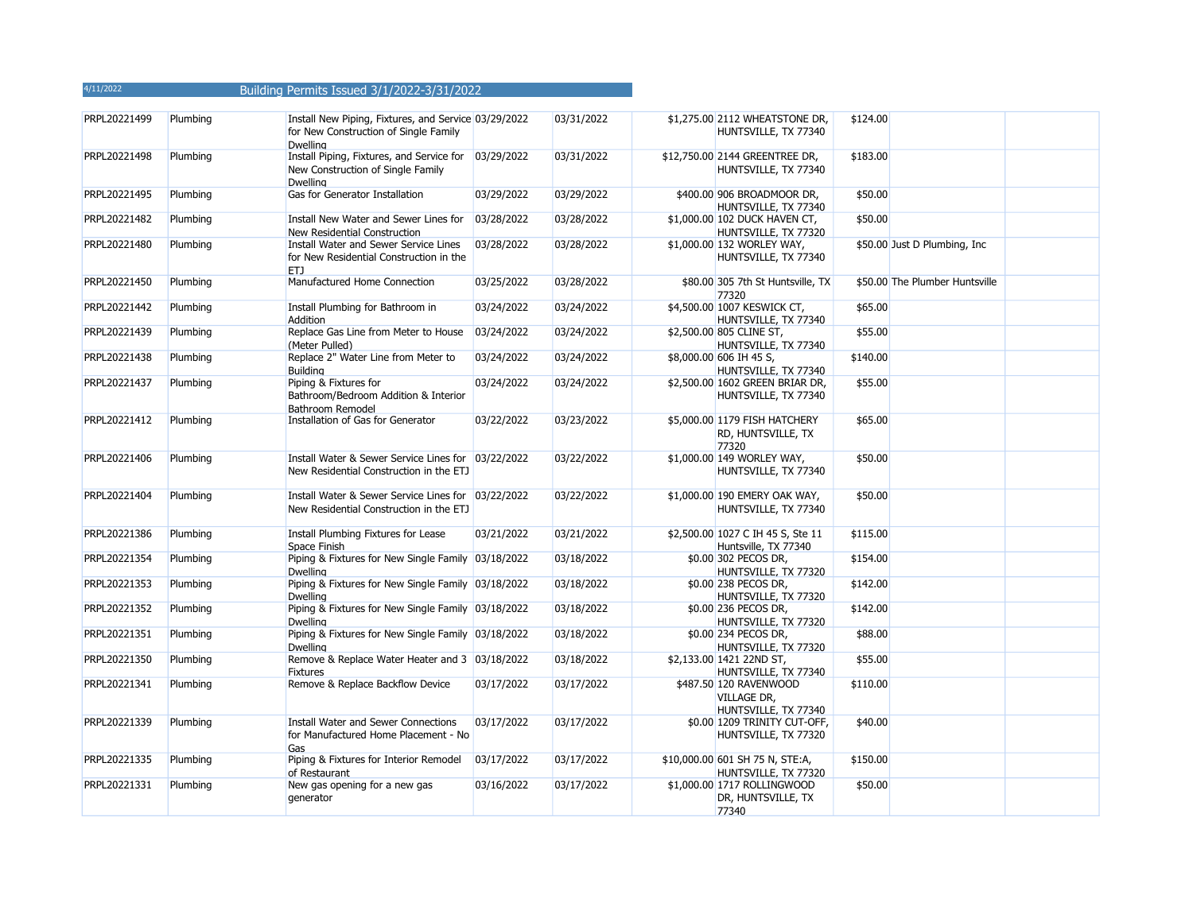4/11/2022

# Building Permits Issued 3/1/2022-3/31/2022

| | | | | | | | | | |
|---|---|---|---|---|---|---|---|---|---|
| PRPL20221499 | Plumbing | Install New Piping, Fixtures, and Service for New Construction of Single Family Dwelling | 03/29/2022 | 03/31/2022 | $1,275.00 | 2112 WHEATSTONE DR, HUNTSVILLE, TX 77340 | $124.00 | | |
| PRPL20221498 | Plumbing | Install Piping, Fixtures, and Service for New Construction of Single Family Dwelling | 03/29/2022 | 03/31/2022 | $12,750.00 | 2144 GREENTREE DR, HUNTSVILLE, TX 77340 | $183.00 | | |
| PRPL20221495 | Plumbing | Gas for Generator Installation | 03/29/2022 | 03/29/2022 | $400.00 | 906 BROADMOOR DR, HUNTSVILLE, TX 77340 | $50.00 | | |
| PRPL20221482 | Plumbing | Install New Water and Sewer Lines for New Residential Construction | 03/28/2022 | 03/28/2022 | $1,000.00 | 102 DUCK HAVEN CT, HUNTSVILLE, TX 77320 | $50.00 | | |
| PRPL20221480 | Plumbing | Install Water and Sewer Service Lines for New Residential Construction in the ETJ | 03/28/2022 | 03/28/2022 | $1,000.00 | 132 WORLEY WAY, HUNTSVILLE, TX 77340 | $50.00 | Just D Plumbing, Inc | |
| PRPL20221450 | Plumbing | Manufactured Home Connection | 03/25/2022 | 03/28/2022 | $80.00 | 305 7th St Huntsville, TX 77320 | $50.00 | The Plumber Huntsville | |
| PRPL20221442 | Plumbing | Install Plumbing for Bathroom in Addition | 03/24/2022 | 03/24/2022 | $4,500.00 | 1007 KESWICK CT, HUNTSVILLE, TX 77340 | $65.00 | | |
| PRPL20221439 | Plumbing | Replace Gas Line from Meter to House (Meter Pulled) | 03/24/2022 | 03/24/2022 | $2,500.00 | 805 CLINE ST, HUNTSVILLE, TX 77340 | $55.00 | | |
| PRPL20221438 | Plumbing | Replace 2" Water Line from Meter to Building | 03/24/2022 | 03/24/2022 | $8,000.00 | 606 IH 45 S, HUNTSVILLE, TX 77340 | $140.00 | | |
| PRPL20221437 | Plumbing | Piping & Fixtures for Bathroom/Bedroom Addition & Interior Bathroom Remodel | 03/24/2022 | 03/24/2022 | $2,500.00 | 1602 GREEN BRIAR DR, HUNTSVILLE, TX 77340 | $55.00 | | |
| PRPL20221412 | Plumbing | Installation of Gas for Generator | 03/22/2022 | 03/23/2022 | $5,000.00 | 1179 FISH HATCHERY RD, HUNTSVILLE, TX 77320 | $65.00 | | |
| PRPL20221406 | Plumbing | Install Water & Sewer Service Lines for New Residential Construction in the ETJ | 03/22/2022 | 03/22/2022 | $1,000.00 | 149 WORLEY WAY, HUNTSVILLE, TX 77340 | $50.00 | | |
| PRPL20221404 | Plumbing | Install Water & Sewer Service Lines for New Residential Construction in the ETJ | 03/22/2022 | 03/22/2022 | $1,000.00 | 190 EMERY OAK WAY, HUNTSVILLE, TX 77340 | $50.00 | | |
| PRPL20221386 | Plumbing | Install Plumbing Fixtures for Lease Space Finish | 03/21/2022 | 03/21/2022 | $2,500.00 | 1027 C IH 45 S, Ste 11 Huntsville, TX 77340 | $115.00 | | |
| PRPL20221354 | Plumbing | Piping & Fixtures for New Single Family Dwelling | 03/18/2022 | 03/18/2022 | $0.00 | 302 PECOS DR, HUNTSVILLE, TX 77320 | $154.00 | | |
| PRPL20221353 | Plumbing | Piping & Fixtures for New Single Family Dwelling | 03/18/2022 | 03/18/2022 | $0.00 | 238 PECOS DR, HUNTSVILLE, TX 77320 | $142.00 | | |
| PRPL20221352 | Plumbing | Piping & Fixtures for New Single Family Dwelling | 03/18/2022 | 03/18/2022 | $0.00 | 236 PECOS DR, HUNTSVILLE, TX 77320 | $142.00 | | |
| PRPL20221351 | Plumbing | Piping & Fixtures for New Single Family Dwelling | 03/18/2022 | 03/18/2022 | $0.00 | 234 PECOS DR, HUNTSVILLE, TX 77320 | $88.00 | | |
| PRPL20221350 | Plumbing | Remove & Replace Water Heater and 3 Fixtures | 03/18/2022 | 03/18/2022 | $2,133.00 | 1421 22ND ST, HUNTSVILLE, TX 77340 | $55.00 | | |
| PRPL20221341 | Plumbing | Remove & Replace Backflow Device | 03/17/2022 | 03/17/2022 | $487.50 | 120 RAVENWOOD VILLAGE DR, HUNTSVILLE, TX 77340 | $110.00 | | |
| PRPL20221339 | Plumbing | Install Water and Sewer Connections for Manufactured Home Placement - No Gas | 03/17/2022 | 03/17/2022 | $0.00 | 1209 TRINITY CUT-OFF, HUNTSVILLE, TX 77320 | $40.00 | | |
| PRPL20221335 | Plumbing | Piping & Fixtures for Interior Remodel of Restaurant | 03/17/2022 | 03/17/2022 | $10,000.00 | 601 SH 75 N, STE:A, HUNTSVILLE, TX 77320 | $150.00 | | |
| PRPL20221331 | Plumbing | New gas opening for a new gas generator | 03/16/2022 | 03/17/2022 | $1,000.00 | 1717 ROLLINGWOOD DR, HUNTSVILLE, TX 77340 | $50.00 | | |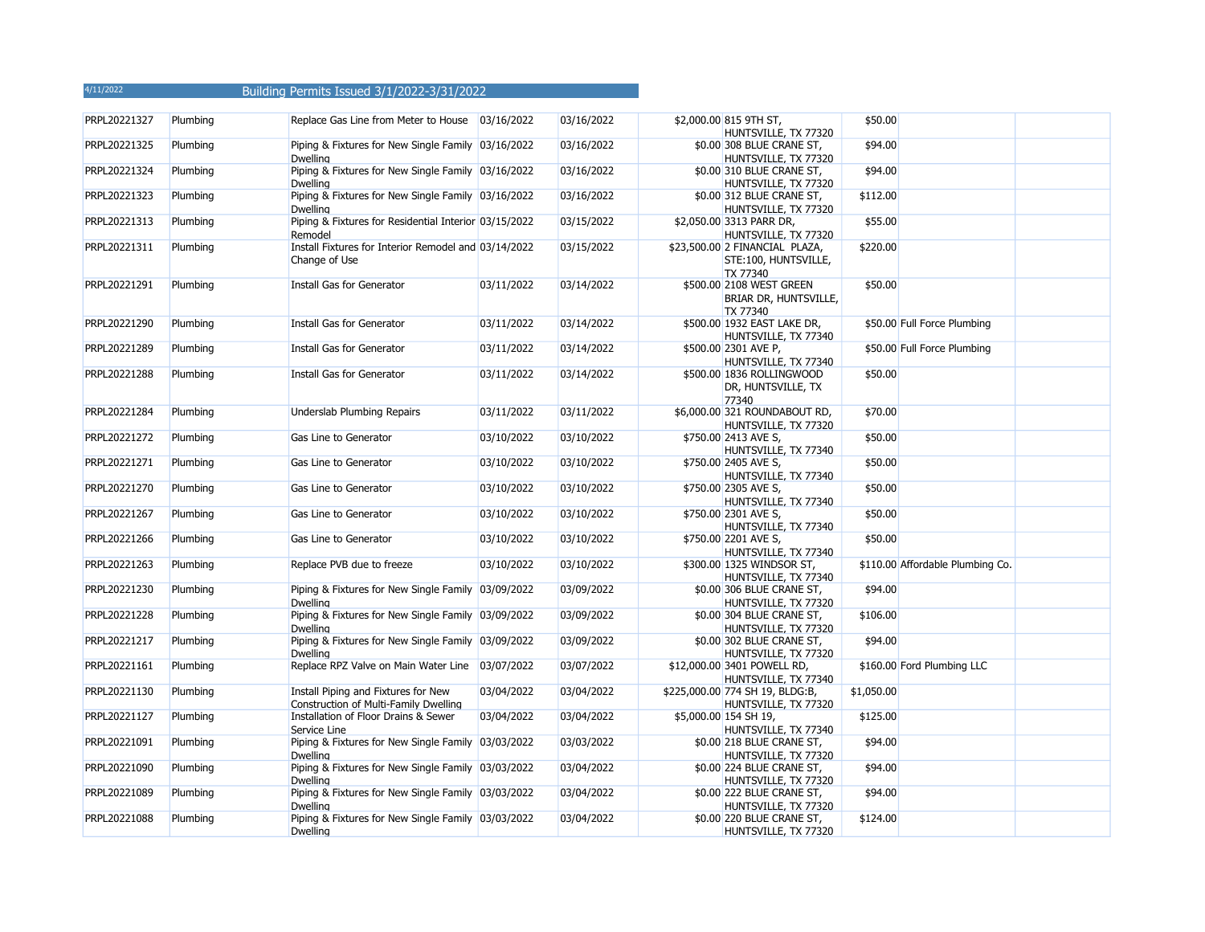4/11/2022

# Building Permits Issued 3/1/2022-3/31/2022

| | | | | | | | | | |
|---|---|---|---|---|---|---|---|---|---|
| PRPL20221327 | Plumbing | Replace Gas Line from Meter to House | 03/16/2022 | 03/16/2022 | $2,000.00 | 815 9TH ST, HUNTSVILLE, TX 77320 | $50.00 | | |
| PRPL20221325 | Plumbing | Piping & Fixtures for New Single Family Dwelling | 03/16/2022 | 03/16/2022 | $0.00 | 308 BLUE CRANE ST, HUNTSVILLE, TX 77320 | $94.00 | | |
| PRPL20221324 | Plumbing | Piping & Fixtures for New Single Family Dwelling | 03/16/2022 | 03/16/2022 | $0.00 | 310 BLUE CRANE ST, HUNTSVILLE, TX 77320 | $94.00 | | |
| PRPL20221323 | Plumbing | Piping & Fixtures for New Single Family Dwelling | 03/16/2022 | 03/16/2022 | $0.00 | 312 BLUE CRANE ST, HUNTSVILLE, TX 77320 | $112.00 | | |
| PRPL20221313 | Plumbing | Piping & Fixtures for Residential Interior Remodel | 03/15/2022 | 03/15/2022 | $2,050.00 | 3313 PARR DR, HUNTSVILLE, TX 77320 | $55.00 | | |
| PRPL20221311 | Plumbing | Install Fixtures for Interior Remodel and Change of Use | 03/14/2022 | 03/15/2022 | $23,500.00 | 2 FINANCIAL PLAZA, STE:100, HUNTSVILLE, TX 77340 | $220.00 | | |
| PRPL20221291 | Plumbing | Install Gas for Generator | 03/11/2022 | 03/14/2022 | $500.00 | 2108 WEST GREEN BRIAR DR, HUNTSVILLE, TX 77340 | $50.00 | | |
| PRPL20221290 | Plumbing | Install Gas for Generator | 03/11/2022 | 03/14/2022 | $500.00 | 1932 EAST LAKE DR, HUNTSVILLE, TX 77340 | $50.00 | Full Force Plumbing | |
| PRPL20221289 | Plumbing | Install Gas for Generator | 03/11/2022 | 03/14/2022 | $500.00 | 2301 AVE P, HUNTSVILLE, TX 77340 | $50.00 | Full Force Plumbing | |
| PRPL20221288 | Plumbing | Install Gas for Generator | 03/11/2022 | 03/14/2022 | $500.00 | 1836 ROLLINGWOOD DR, HUNTSVILLE, TX 77340 | $50.00 | | |
| PRPL20221284 | Plumbing | Underslab Plumbing Repairs | 03/11/2022 | 03/11/2022 | $6,000.00 | 321 ROUNDABOUT RD, HUNTSVILLE, TX 77320 | $70.00 | | |
| PRPL20221272 | Plumbing | Gas Line to Generator | 03/10/2022 | 03/10/2022 | $750.00 | 2413 AVE S, HUNTSVILLE, TX 77340 | $50.00 | | |
| PRPL20221271 | Plumbing | Gas Line to Generator | 03/10/2022 | 03/10/2022 | $750.00 | 2405 AVE S, HUNTSVILLE, TX 77340 | $50.00 | | |
| PRPL20221270 | Plumbing | Gas Line to Generator | 03/10/2022 | 03/10/2022 | $750.00 | 2305 AVE S, HUNTSVILLE, TX 77340 | $50.00 | | |
| PRPL20221267 | Plumbing | Gas Line to Generator | 03/10/2022 | 03/10/2022 | $750.00 | 2301 AVE S, HUNTSVILLE, TX 77340 | $50.00 | | |
| PRPL20221266 | Plumbing | Gas Line to Generator | 03/10/2022 | 03/10/2022 | $750.00 | 2201 AVE S, HUNTSVILLE, TX 77340 | $50.00 | | |
| PRPL20221263 | Plumbing | Replace PVB due to freeze | 03/10/2022 | 03/10/2022 | $300.00 | 1325 WINDSOR ST, HUNTSVILLE, TX 77340 | $110.00 | Affordable Plumbing Co. | |
| PRPL20221230 | Plumbing | Piping & Fixtures for New Single Family Dwelling | 03/09/2022 | 03/09/2022 | $0.00 | 306 BLUE CRANE ST, HUNTSVILLE, TX 77320 | $94.00 | | |
| PRPL20221228 | Plumbing | Piping & Fixtures for New Single Family Dwelling | 03/09/2022 | 03/09/2022 | $0.00 | 304 BLUE CRANE ST, HUNTSVILLE, TX 77320 | $106.00 | | |
| PRPL20221217 | Plumbing | Piping & Fixtures for New Single Family Dwelling | 03/09/2022 | 03/09/2022 | $0.00 | 302 BLUE CRANE ST, HUNTSVILLE, TX 77320 | $94.00 | | |
| PRPL20221161 | Plumbing | Replace RPZ Valve on Main Water Line | 03/07/2022 | 03/07/2022 | $12,000.00 | 3401 POWELL RD, HUNTSVILLE, TX 77340 | $160.00 | Ford Plumbing LLC | |
| PRPL20221130 | Plumbing | Install Piping and Fixtures for New Construction of Multi-Family Dwelling | 03/04/2022 | 03/04/2022 | $225,000.00 | 774 SH 19, BLDG:B, HUNTSVILLE, TX 77320 | $1,050.00 | | |
| PRPL20221127 | Plumbing | Installation of Floor Drains & Sewer Service Line | 03/04/2022 | 03/04/2022 | $5,000.00 | 154 SH 19, HUNTSVILLE, TX 77340 | $125.00 | | |
| PRPL20221091 | Plumbing | Piping & Fixtures for New Single Family Dwelling | 03/03/2022 | 03/03/2022 | $0.00 | 218 BLUE CRANE ST, HUNTSVILLE, TX 77320 | $94.00 | | |
| PRPL20221090 | Plumbing | Piping & Fixtures for New Single Family Dwelling | 03/03/2022 | 03/04/2022 | $0.00 | 224 BLUE CRANE ST, HUNTSVILLE, TX 77320 | $94.00 | | |
| PRPL20221089 | Plumbing | Piping & Fixtures for New Single Family Dwelling | 03/03/2022 | 03/04/2022 | $0.00 | 222 BLUE CRANE ST, HUNTSVILLE, TX 77320 | $94.00 | | |
| PRPL20221088 | Plumbing | Piping & Fixtures for New Single Family Dwelling | 03/03/2022 | 03/04/2022 | $0.00 | 220 BLUE CRANE ST, HUNTSVILLE, TX 77320 | $124.00 | | |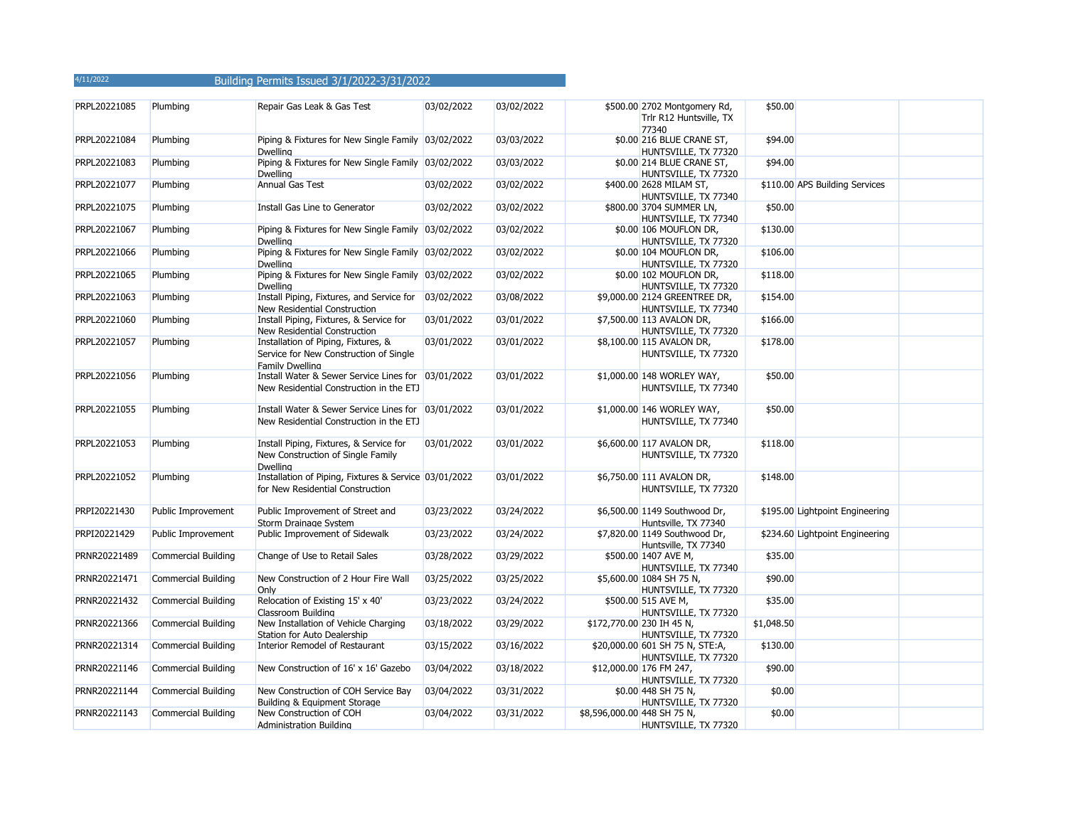4/11/2022 Building Permits Issued 3/1/2022-3/31/2022

| | | | | | | | | | |
|---|---|---|---|---|---|---|---|---|---|
| PRPL20221085 | Plumbing | Repair Gas Leak & Gas Test | 03/02/2022 | 03/02/2022 | $500.00 | 2702 Montgomery Rd, Trlr R12 Huntsville, TX 77340 | $50.00 | | |
| PRPL20221084 | Plumbing | Piping & Fixtures for New Single Family Dwelling | 03/02/2022 | 03/03/2022 | $0.00 | 216 BLUE CRANE ST, HUNTSVILLE, TX 77320 | $94.00 | | |
| PRPL20221083 | Plumbing | Piping & Fixtures for New Single Family Dwelling | 03/02/2022 | 03/03/2022 | $0.00 | 214 BLUE CRANE ST, HUNTSVILLE, TX 77320 | $94.00 | | |
| PRPL20221077 | Plumbing | Annual Gas Test | 03/02/2022 | 03/02/2022 | $400.00 | 2628 MILAM ST, HUNTSVILLE, TX 77340 | $110.00 | APS Building Services | |
| PRPL20221075 | Plumbing | Install Gas Line to Generator | 03/02/2022 | 03/02/2022 | $800.00 | 3704 SUMMER LN, HUNTSVILLE, TX 77340 | $50.00 | | |
| PRPL20221067 | Plumbing | Piping & Fixtures for New Single Family Dwelling | 03/02/2022 | 03/02/2022 | $0.00 | 106 MOUFLON DR, HUNTSVILLE, TX 77320 | $130.00 | | |
| PRPL20221066 | Plumbing | Piping & Fixtures for New Single Family Dwelling | 03/02/2022 | 03/02/2022 | $0.00 | 104 MOUFLON DR, HUNTSVILLE, TX 77320 | $106.00 | | |
| PRPL20221065 | Plumbing | Piping & Fixtures for New Single Family Dwelling | 03/02/2022 | 03/02/2022 | $0.00 | 102 MOUFLON DR, HUNTSVILLE, TX 77320 | $118.00 | | |
| PRPL20221063 | Plumbing | Install Piping, Fixtures, and Service for New Residential Construction | 03/02/2022 | 03/08/2022 | $9,000.00 | 2124 GREENTREE DR, HUNTSVILLE, TX 77340 | $154.00 | | |
| PRPL20221060 | Plumbing | Install Piping, Fixtures, & Service for New Residential Construction | 03/01/2022 | 03/01/2022 | $7,500.00 | 113 AVALON DR, HUNTSVILLE, TX 77320 | $166.00 | | |
| PRPL20221057 | Plumbing | Installation of Piping, Fixtures, & Service for New Construction of Single Family Dwelling | 03/01/2022 | 03/01/2022 | $8,100.00 | 115 AVALON DR, HUNTSVILLE, TX 77320 | $178.00 | | |
| PRPL20221056 | Plumbing | Install Water & Sewer Service Lines for New Residential Construction in the ETJ | 03/01/2022 | 03/01/2022 | $1,000.00 | 148 WORLEY WAY, HUNTSVILLE, TX 77340 | $50.00 | | |
| PRPL20221055 | Plumbing | Install Water & Sewer Service Lines for New Residential Construction in the ETJ | 03/01/2022 | 03/01/2022 | $1,000.00 | 146 WORLEY WAY, HUNTSVILLE, TX 77340 | $50.00 | | |
| PRPL20221053 | Plumbing | Install Piping, Fixtures, & Service for New Construction of Single Family Dwelling | 03/01/2022 | 03/01/2022 | $6,600.00 | 117 AVALON DR, HUNTSVILLE, TX 77320 | $118.00 | | |
| PRPL20221052 | Plumbing | Installation of Piping, Fixtures & Service for New Residential Construction | 03/01/2022 | 03/01/2022 | $6,750.00 | 111 AVALON DR, HUNTSVILLE, TX 77320 | $148.00 | | |
| PRPI20221430 | Public Improvement | Public Improvement of Street and Storm Drainage System | 03/23/2022 | 03/24/2022 | $6,500.00 | 1149 Southwood Dr, Huntsville, TX 77340 | $195.00 | Lightpoint Engineering | |
| PRPI20221429 | Public Improvement | Public Improvement of Sidewalk | 03/23/2022 | 03/24/2022 | $7,820.00 | 1149 Southwood Dr, Huntsville, TX 77340 | $234.60 | Lightpoint Engineering | |
| PRNR20221489 | Commercial Building | Change of Use to Retail Sales | 03/28/2022 | 03/29/2022 | $500.00 | 1407 AVE M, HUNTSVILLE, TX 77340 | $35.00 | | |
| PRNR20221471 | Commercial Building | New Construction of 2 Hour Fire Wall Only | 03/25/2022 | 03/25/2022 | $5,600.00 | 1084 SH 75 N, HUNTSVILLE, TX 77320 | $90.00 | | |
| PRNR20221432 | Commercial Building | Relocation of Existing 15' x 40' Classroom Building | 03/23/2022 | 03/24/2022 | $500.00 | 515 AVE M, HUNTSVILLE, TX 77320 | $35.00 | | |
| PRNR20221366 | Commercial Building | New Installation of Vehicle Charging Station for Auto Dealership | 03/18/2022 | 03/29/2022 | $172,770.00 | 230 IH 45 N, HUNTSVILLE, TX 77320 | $1,048.50 | | |
| PRNR20221314 | Commercial Building | Interior Remodel of Restaurant | 03/15/2022 | 03/16/2022 | $20,000.00 | 601 SH 75 N, STE:A, HUNTSVILLE, TX 77320 | $130.00 | | |
| PRNR20221146 | Commercial Building | New Construction of 16' x 16' Gazebo | 03/04/2022 | 03/18/2022 | $12,000.00 | 176 FM 247, HUNTSVILLE, TX 77320 | $90.00 | | |
| PRNR20221144 | Commercial Building | New Construction of COH Service Bay Building & Equipment Storage | 03/04/2022 | 03/31/2022 | $0.00 | 448 SH 75 N, HUNTSVILLE, TX 77320 | $0.00 | | |
| PRNR20221143 | Commercial Building | New Construction of COH Administration Building | 03/04/2022 | 03/31/2022 | $8,596,000.00 | 448 SH 75 N, HUNTSVILLE, TX 77320 | $0.00 | | |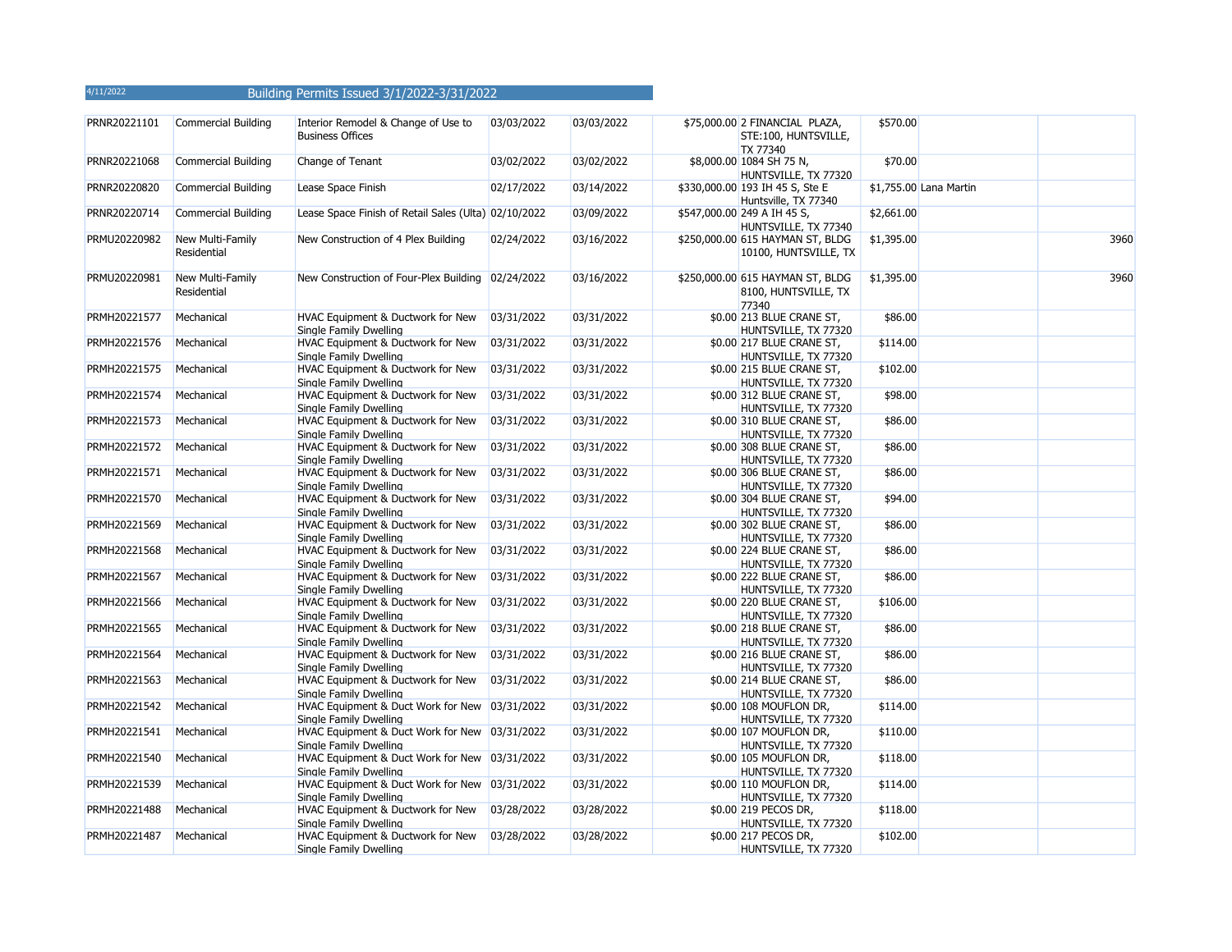4/11/2022 Building Permits Issued 3/1/2022-3/31/2022

| | | | | | | | | | |
|---|---|---|---|---|---|---|---|---|---|
| PRNR20221101 | Commercial Building | Interior Remodel & Change of Use to Business Offices | 03/03/2022 | 03/03/2022 | $75,000.00 | 2 FINANCIAL PLAZA, STE:100, HUNTSVILLE, TX 77340 | $570.00 | | |
| PRNR20221068 | Commercial Building | Change of Tenant | 03/02/2022 | 03/02/2022 | $8,000.00 | 1084 SH 75 N, HUNTSVILLE, TX 77320 | $70.00 | | |
| PRNR20220820 | Commercial Building | Lease Space Finish | 02/17/2022 | 03/14/2022 | $330,000.00 | 193 IH 45 S, Ste E Huntsville, TX 77340 | $1,755.00 | Lana Martin | |
| PRNR20220714 | Commercial Building | Lease Space Finish of Retail Sales (Ulta) | 02/10/2022 | 03/09/2022 | $547,000.00 | 249 A IH 45 S, HUNTSVILLE, TX 77340 | $2,661.00 | | |
| PRMU20220982 | New Multi-Family Residential | New Construction of 4 Plex Building | 02/24/2022 | 03/16/2022 | $250,000.00 | 615 HAYMAN ST, BLDG 10100, HUNTSVILLE, TX | $1,395.00 | | 3960 |
| PRMU20220981 | New Multi-Family Residential | New Construction of Four-Plex Building | 02/24/2022 | 03/16/2022 | $250,000.00 | 615 HAYMAN ST, BLDG 8100, HUNTSVILLE, TX 77340 | $1,395.00 | | 3960 |
| PRMH20221577 | Mechanical | HVAC Equipment & Ductwork for New Single Family Dwelling | 03/31/2022 | 03/31/2022 | $0.00 | 213 BLUE CRANE ST, HUNTSVILLE, TX 77320 | $86.00 | | |
| PRMH20221576 | Mechanical | HVAC Equipment & Ductwork for New Single Family Dwelling | 03/31/2022 | 03/31/2022 | $0.00 | 217 BLUE CRANE ST, HUNTSVILLE, TX 77320 | $114.00 | | |
| PRMH20221575 | Mechanical | HVAC Equipment & Ductwork for New Single Family Dwelling | 03/31/2022 | 03/31/2022 | $0.00 | 215 BLUE CRANE ST, HUNTSVILLE, TX 77320 | $102.00 | | |
| PRMH20221574 | Mechanical | HVAC Equipment & Ductwork for New Single Family Dwelling | 03/31/2022 | 03/31/2022 | $0.00 | 312 BLUE CRANE ST, HUNTSVILLE, TX 77320 | $98.00 | | |
| PRMH20221573 | Mechanical | HVAC Equipment & Ductwork for New Single Family Dwelling | 03/31/2022 | 03/31/2022 | $0.00 | 310 BLUE CRANE ST, HUNTSVILLE, TX 77320 | $86.00 | | |
| PRMH20221572 | Mechanical | HVAC Equipment & Ductwork for New Single Family Dwelling | 03/31/2022 | 03/31/2022 | $0.00 | 308 BLUE CRANE ST, HUNTSVILLE, TX 77320 | $86.00 | | |
| PRMH20221571 | Mechanical | HVAC Equipment & Ductwork for New Single Family Dwelling | 03/31/2022 | 03/31/2022 | $0.00 | 306 BLUE CRANE ST, HUNTSVILLE, TX 77320 | $86.00 | | |
| PRMH20221570 | Mechanical | HVAC Equipment & Ductwork for New Single Family Dwelling | 03/31/2022 | 03/31/2022 | $0.00 | 304 BLUE CRANE ST, HUNTSVILLE, TX 77320 | $94.00 | | |
| PRMH20221569 | Mechanical | HVAC Equipment & Ductwork for New Single Family Dwelling | 03/31/2022 | 03/31/2022 | $0.00 | 302 BLUE CRANE ST, HUNTSVILLE, TX 77320 | $86.00 | | |
| PRMH20221568 | Mechanical | HVAC Equipment & Ductwork for New Single Family Dwelling | 03/31/2022 | 03/31/2022 | $0.00 | 224 BLUE CRANE ST, HUNTSVILLE, TX 77320 | $86.00 | | |
| PRMH20221567 | Mechanical | HVAC Equipment & Ductwork for New Single Family Dwelling | 03/31/2022 | 03/31/2022 | $0.00 | 222 BLUE CRANE ST, HUNTSVILLE, TX 77320 | $86.00 | | |
| PRMH20221566 | Mechanical | HVAC Equipment & Ductwork for New Single Family Dwelling | 03/31/2022 | 03/31/2022 | $0.00 | 220 BLUE CRANE ST, HUNTSVILLE, TX 77320 | $106.00 | | |
| PRMH20221565 | Mechanical | HVAC Equipment & Ductwork for New Single Family Dwelling | 03/31/2022 | 03/31/2022 | $0.00 | 218 BLUE CRANE ST, HUNTSVILLE, TX 77320 | $86.00 | | |
| PRMH20221564 | Mechanical | HVAC Equipment & Ductwork for New Single Family Dwelling | 03/31/2022 | 03/31/2022 | $0.00 | 216 BLUE CRANE ST, HUNTSVILLE, TX 77320 | $86.00 | | |
| PRMH20221563 | Mechanical | HVAC Equipment & Ductwork for New Single Family Dwelling | 03/31/2022 | 03/31/2022 | $0.00 | 214 BLUE CRANE ST, HUNTSVILLE, TX 77320 | $86.00 | | |
| PRMH20221542 | Mechanical | HVAC Equipment & Duct Work for New Single Family Dwelling | 03/31/2022 | 03/31/2022 | $0.00 | 108 MOUFLON DR, HUNTSVILLE, TX 77320 | $114.00 | | |
| PRMH20221541 | Mechanical | HVAC Equipment & Duct Work for New Single Family Dwelling | 03/31/2022 | 03/31/2022 | $0.00 | 107 MOUFLON DR, HUNTSVILLE, TX 77320 | $110.00 | | |
| PRMH20221540 | Mechanical | HVAC Equipment & Duct Work for New Single Family Dwelling | 03/31/2022 | 03/31/2022 | $0.00 | 105 MOUFLON DR, HUNTSVILLE, TX 77320 | $118.00 | | |
| PRMH20221539 | Mechanical | HVAC Equipment & Duct Work for New Single Family Dwelling | 03/31/2022 | 03/31/2022 | $0.00 | 110 MOUFLON DR, HUNTSVILLE, TX 77320 | $114.00 | | |
| PRMH20221488 | Mechanical | HVAC Equipment & Ductwork for New Single Family Dwelling | 03/28/2022 | 03/28/2022 | $0.00 | 219 PECOS DR, HUNTSVILLE, TX 77320 | $118.00 | | |
| PRMH20221487 | Mechanical | HVAC Equipment & Ductwork for New Single Family Dwelling | 03/28/2022 | 03/28/2022 | $0.00 | 217 PECOS DR, HUNTSVILLE, TX 77320 | $102.00 | | |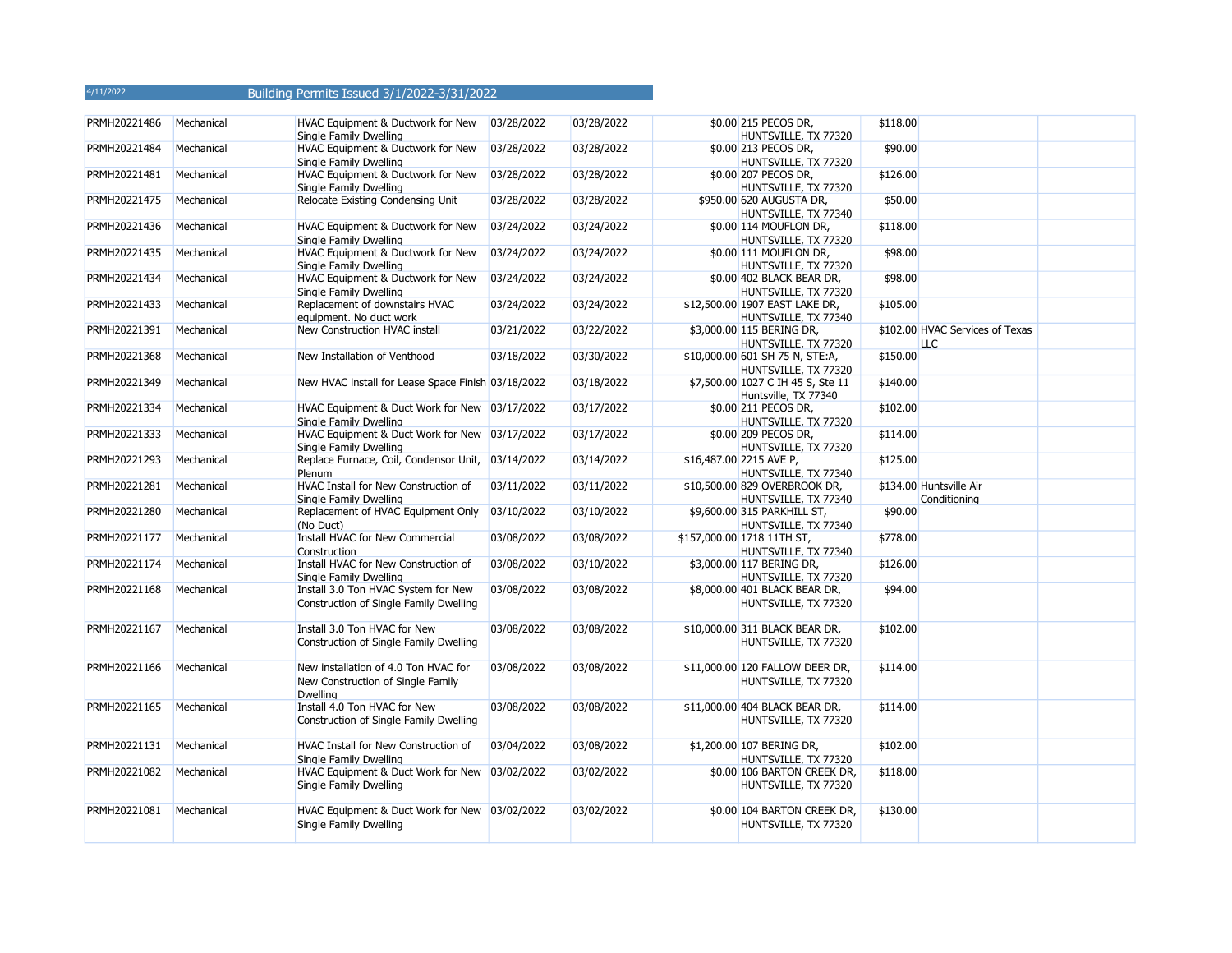4/11/2022 Building Permits Issued 3/1/2022-3/31/2022

| | | | | | | | | | |
|---|---|---|---|---|---|---|---|---|---|
| PRMH20221486 | Mechanical | HVAC Equipment & Ductwork for New Single Family Dwelling | 03/28/2022 | 03/28/2022 | $0.00 | 215 PECOS DR, HUNTSVILLE, TX 77320 | $118.00 | | |
| PRMH20221484 | Mechanical | HVAC Equipment & Ductwork for New Single Family Dwelling | 03/28/2022 | 03/28/2022 | $0.00 | 213 PECOS DR, HUNTSVILLE, TX 77320 | $90.00 | | |
| PRMH20221481 | Mechanical | HVAC Equipment & Ductwork for New Single Family Dwelling | 03/28/2022 | 03/28/2022 | $0.00 | 207 PECOS DR, HUNTSVILLE, TX 77320 | $126.00 | | |
| PRMH20221475 | Mechanical | Relocate Existing Condensing Unit | 03/28/2022 | 03/28/2022 | $950.00 | 620 AUGUSTA DR, HUNTSVILLE, TX 77340 | $50.00 | | |
| PRMH20221436 | Mechanical | HVAC Equipment & Ductwork for New Single Family Dwelling | 03/24/2022 | 03/24/2022 | $0.00 | 114 MOUFLON DR, HUNTSVILLE, TX 77320 | $118.00 | | |
| PRMH20221435 | Mechanical | HVAC Equipment & Ductwork for New Single Family Dwelling | 03/24/2022 | 03/24/2022 | $0.00 | 111 MOUFLON DR, HUNTSVILLE, TX 77320 | $98.00 | | |
| PRMH20221434 | Mechanical | HVAC Equipment & Ductwork for New Single Family Dwelling | 03/24/2022 | 03/24/2022 | $0.00 | 402 BLACK BEAR DR, HUNTSVILLE, TX 77320 | $98.00 | | |
| PRMH20221433 | Mechanical | Replacement of downstairs HVAC equipment. No duct work | 03/24/2022 | 03/24/2022 | $12,500.00 | 1907 EAST LAKE DR, HUNTSVILLE, TX 77340 | $105.00 | | |
| PRMH20221391 | Mechanical | New Construction HVAC install | 03/21/2022 | 03/22/2022 | $3,000.00 | 115 BERING DR, HUNTSVILLE, TX 77320 | $102.00 | HVAC Services of Texas LLC | |
| PRMH20221368 | Mechanical | New Installation of Venthood | 03/18/2022 | 03/30/2022 | $10,000.00 | 601 SH 75 N, STE:A, HUNTSVILLE, TX 77320 | $150.00 | | |
| PRMH20221349 | Mechanical | New HVAC install for Lease Space Finish | 03/18/2022 | 03/18/2022 | $7,500.00 | 1027 C IH 45 S, Ste 11 Huntsville, TX 77340 | $140.00 | | |
| PRMH20221334 | Mechanical | HVAC Equipment & Duct Work for New Single Family Dwelling | 03/17/2022 | 03/17/2022 | $0.00 | 211 PECOS DR, HUNTSVILLE, TX 77320 | $102.00 | | |
| PRMH20221333 | Mechanical | HVAC Equipment & Duct Work for New Single Family Dwelling | 03/17/2022 | 03/17/2022 | $0.00 | 209 PECOS DR, HUNTSVILLE, TX 77320 | $114.00 | | |
| PRMH20221293 | Mechanical | Replace Furnace, Coil, Condensor Unit, Plenum | 03/14/2022 | 03/14/2022 | $16,487.00 | 2215 AVE P, HUNTSVILLE, TX 77340 | $125.00 | | |
| PRMH20221281 | Mechanical | HVAC Install for New Construction of Single Family Dwelling | 03/11/2022 | 03/11/2022 | $10,500.00 | 829 OVERBROOK DR, HUNTSVILLE, TX 77340 | $134.00 | Huntsville Air Conditioning | |
| PRMH20221280 | Mechanical | Replacement of HVAC Equipment Only (No Duct) | 03/10/2022 | 03/10/2022 | $9,600.00 | 315 PARKHILL ST, HUNTSVILLE, TX 77340 | $90.00 | | |
| PRMH20221177 | Mechanical | Install HVAC for New Commercial Construction | 03/08/2022 | 03/08/2022 | $157,000.00 | 1718 11TH ST, HUNTSVILLE, TX 77340 | $778.00 | | |
| PRMH20221174 | Mechanical | Install HVAC for New Construction of Single Family Dwelling | 03/08/2022 | 03/10/2022 | $3,000.00 | 117 BERING DR, HUNTSVILLE, TX 77320 | $126.00 | | |
| PRMH20221168 | Mechanical | Install 3.0 Ton HVAC System for New Construction of Single Family Dwelling | 03/08/2022 | 03/08/2022 | $8,000.00 | 401 BLACK BEAR DR, HUNTSVILLE, TX 77320 | $94.00 | | |
| PRMH20221167 | Mechanical | Install 3.0 Ton HVAC for New Construction of Single Family Dwelling | 03/08/2022 | 03/08/2022 | $10,000.00 | 311 BLACK BEAR DR, HUNTSVILLE, TX 77320 | $102.00 | | |
| PRMH20221166 | Mechanical | New installation of 4.0 Ton HVAC for New Construction of Single Family Dwelling | 03/08/2022 | 03/08/2022 | $11,000.00 | 120 FALLOW DEER DR, HUNTSVILLE, TX 77320 | $114.00 | | |
| PRMH20221165 | Mechanical | Install 4.0 Ton HVAC for New Construction of Single Family Dwelling | 03/08/2022 | 03/08/2022 | $11,000.00 | 404 BLACK BEAR DR, HUNTSVILLE, TX 77320 | $114.00 | | |
| PRMH20221131 | Mechanical | HVAC Install for New Construction of Single Family Dwelling | 03/04/2022 | 03/08/2022 | $1,200.00 | 107 BERING DR, HUNTSVILLE, TX 77320 | $102.00 | | |
| PRMH20221082 | Mechanical | HVAC Equipment & Duct Work for New Single Family Dwelling | 03/02/2022 | 03/02/2022 | $0.00 | 106 BARTON CREEK DR, HUNTSVILLE, TX 77320 | $118.00 | | |
| PRMH20221081 | Mechanical | HVAC Equipment & Duct Work for New Single Family Dwelling | 03/02/2022 | 03/02/2022 | $0.00 | 104 BARTON CREEK DR, HUNTSVILLE, TX 77320 | $130.00 | | |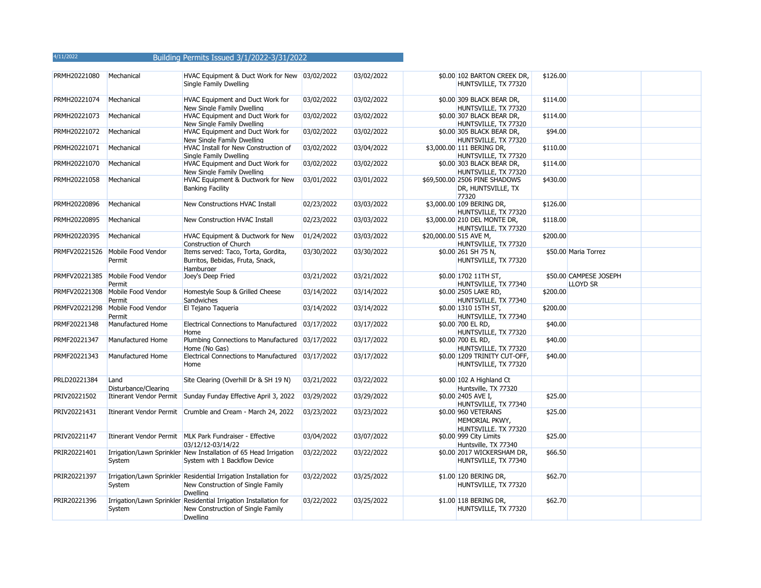4/11/2022

# Building Permits Issued 3/1/2022-3/31/2022

| | | | | | | | | | |
|---|---|---|---|---|---|---|---|---|---|
| PRMH20221080 | Mechanical | HVAC Equipment & Duct Work for New Single Family Dwelling | 03/02/2022 | 03/02/2022 | $0.00 | 102 BARTON CREEK DR, HUNTSVILLE, TX 77320 | $126.00 | | |
| PRMH20221074 | Mechanical | HVAC Equipment and Duct Work for New Single Family Dwelling | 03/02/2022 | 03/02/2022 | $0.00 | 309 BLACK BEAR DR, HUNTSVILLE, TX 77320 | $114.00 | | |
| PRMH20221073 | Mechanical | HVAC Equipment and Duct Work for New Single Family Dwelling | 03/02/2022 | 03/02/2022 | $0.00 | 307 BLACK BEAR DR, HUNTSVILLE, TX 77320 | $114.00 | | |
| PRMH20221072 | Mechanical | HVAC Equipment and Duct Work for New Single Family Dwelling | 03/02/2022 | 03/02/2022 | $0.00 | 305 BLACK BEAR DR, HUNTSVILLE, TX 77320 | $94.00 | | |
| PRMH20221071 | Mechanical | HVAC Install for New Construction of Single Family Dwelling | 03/02/2022 | 03/04/2022 | $3,000.00 | 111 BERING DR, HUNTSVILLE, TX 77320 | $110.00 | | |
| PRMH20221070 | Mechanical | HVAC Equipment and Duct Work for New Single Family Dwelling | 03/02/2022 | 03/02/2022 | $0.00 | 303 BLACK BEAR DR, HUNTSVILLE, TX 77320 | $114.00 | | |
| PRMH20221058 | Mechanical | HVAC Equipment & Ductwork for New Banking Facility | 03/01/2022 | 03/01/2022 | $69,500.00 | 2506 PINE SHADOWS DR, HUNTSVILLE, TX 77320 | $430.00 | | |
| PRMH20220896 | Mechanical | New Constructions HVAC Install | 02/23/2022 | 03/03/2022 | $3,000.00 | 109 BERING DR, HUNTSVILLE, TX 77320 | $126.00 | | |
| PRMH20220895 | Mechanical | New Construction HVAC Install | 02/23/2022 | 03/03/2022 | $3,000.00 | 210 DEL MONTE DR, HUNTSVILLE, TX 77320 | $118.00 | | |
| PRMH20220395 | Mechanical | HVAC Equipment & Ductwork for New Construction of Church | 01/24/2022 | 03/03/2022 | $20,000.00 | 515 AVE M, HUNTSVILLE, TX 77320 | $200.00 | | |
| PRMFV20221526 | Mobile Food Vendor Permit | Items served: Taco, Torta, Gordita, Burritos, Bebidas, Fruta, Snack, Hamburger | 03/30/2022 | 03/30/2022 | $0.00 | 261 SH 75 N, HUNTSVILLE, TX 77320 | $50.00 | Maria Torrez | |
| PRMFV20221385 | Mobile Food Vendor Permit | Joey's Deep Fried | 03/21/2022 | 03/21/2022 | $0.00 | 1702 11TH ST, HUNTSVILLE, TX 77340 | $50.00 | CAMPESE JOSEPH LLOYD SR | |
| PRMFV20221308 | Mobile Food Vendor Permit | Homestyle Soup & Grilled Cheese Sandwiches | 03/14/2022 | 03/14/2022 | $0.00 | 2505 LAKE RD, HUNTSVILLE, TX 77340 | $200.00 | | |
| PRMFV20221298 | Mobile Food Vendor Permit | El Tejano Taqueria | 03/14/2022 | 03/14/2022 | $0.00 | 1310 15TH ST, HUNTSVILLE, TX 77340 | $200.00 | | |
| PRMF20221348 | Manufactured Home | Electrical Connections to Manufactured Home | 03/17/2022 | 03/17/2022 | $0.00 | 700 EL RD, HUNTSVILLE, TX 77320 | $40.00 | | |
| PRMF20221347 | Manufactured Home | Plumbing Connections to Manufactured Home (No Gas) | 03/17/2022 | 03/17/2022 | $0.00 | 700 EL RD, HUNTSVILLE, TX 77320 | $40.00 | | |
| PRMF20221343 | Manufactured Home | Electrical Connections to Manufactured Home | 03/17/2022 | 03/17/2022 | $0.00 | 1209 TRINITY CUT-OFF, HUNTSVILLE, TX 77320 | $40.00 | | |
| PRLD20221384 | Land Disturbance/Clearing | Site Clearing (Overhill Dr & SH 19 N) | 03/21/2022 | 03/22/2022 | $0.00 | 102 A Highland Ct Huntsville, TX 77320 | | | |
| PRIV20221502 | Itinerant Vendor Permit | Sunday Funday Effective April 3, 2022 | 03/29/2022 | 03/29/2022 | $0.00 | 2405 AVE I, HUNTSVILLE, TX 77340 | $25.00 | | |
| PRIV20221431 | Itinerant Vendor Permit | Crumble and Cream - March 24, 2022 | 03/23/2022 | 03/23/2022 | $0.00 | 960 VETERANS MEMORIAL PKWY, HUNTSVILLE, TX 77320 | $25.00 | | |
| PRIV20221147 | Itinerant Vendor Permit | MLK Park Fundraiser - Effective 03/12/12-03/14/22 | 03/04/2022 | 03/07/2022 | $0.00 | 999 City Limits Huntsville, TX 77340 | $25.00 | | |
| PRIR20221401 | Irrigation/Lawn Sprinkler System | New Installation of 65 Head Irrigation System with 1 Backflow Device | 03/22/2022 | 03/22/2022 | $0.00 | 2017 WICKERSHAM DR, HUNTSVILLE, TX 77340 | $66.50 | | |
| PRIR20221397 | Irrigation/Lawn Sprinkler System | Residential Irrigation Installation for New Construction of Single Family Dwelling | 03/22/2022 | 03/25/2022 | $1.00 | 120 BERING DR, HUNTSVILLE, TX 77320 | $62.70 | | |
| PRIR20221396 | Irrigation/Lawn Sprinkler System | Residential Irrigation Installation for New Construction of Single Family Dwelling | 03/22/2022 | 03/25/2022 | $1.00 | 118 BERING DR, HUNTSVILLE, TX 77320 | $62.70 | | |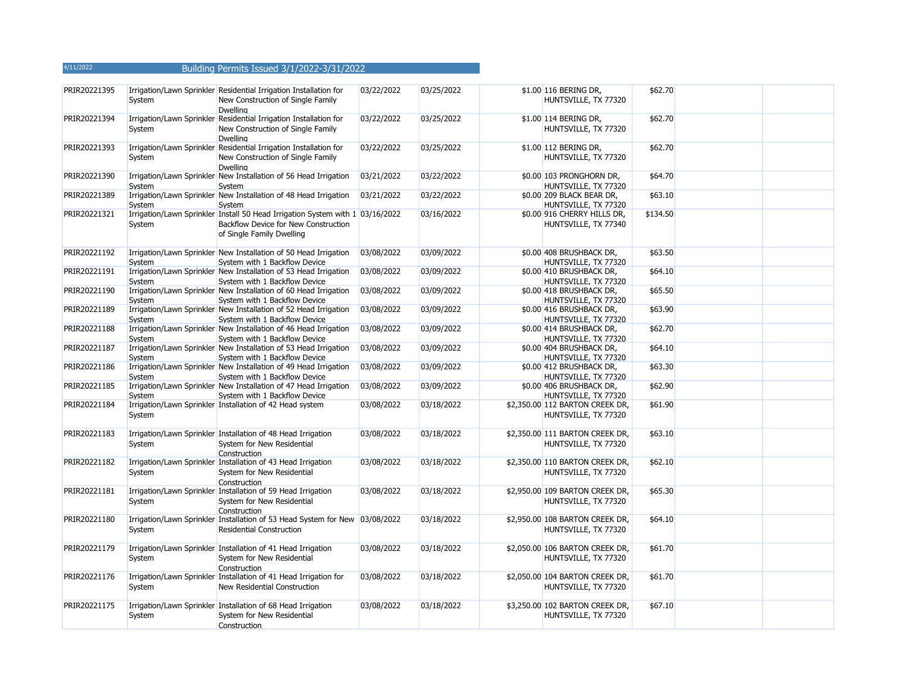4/11/2022 Building Permits Issued 3/1/2022-3/31/2022

| | | | | | | | | | |
|---|---|---|---|---|---|---|---|---|---|
| PRIR20221395 | Irrigation/Lawn Sprinkler System | Residential Irrigation Installation for New Construction of Single Family Dwelling | 03/22/2022 | 03/25/2022 | $1.00 | 116 BERING DR, HUNTSVILLE, TX 77320 | $62.70 | | |
| PRIR20221394 | Irrigation/Lawn Sprinkler System | Residential Irrigation Installation for New Construction of Single Family Dwelling | 03/22/2022 | 03/25/2022 | $1.00 | 114 BERING DR, HUNTSVILLE, TX 77320 | $62.70 | | |
| PRIR20221393 | Irrigation/Lawn Sprinkler System | Residential Irrigation Installation for New Construction of Single Family Dwelling | 03/22/2022 | 03/25/2022 | $1.00 | 112 BERING DR, HUNTSVILLE, TX 77320 | $62.70 | | |
| PRIR20221390 | Irrigation/Lawn Sprinkler System | New Installation of 56 Head Irrigation System | 03/21/2022 | 03/22/2022 | $0.00 | 103 PRONGHORN DR, HUNTSVILLE, TX 77320 | $64.70 | | |
| PRIR20221389 | Irrigation/Lawn Sprinkler System | New Installation of 48 Head Irrigation System | 03/21/2022 | 03/22/2022 | $0.00 | 209 BLACK BEAR DR, HUNTSVILLE, TX 77320 | $63.10 | | |
| PRIR20221321 | Irrigation/Lawn Sprinkler System | Install 50 Head Irrigation System with 1 Backflow Device for New Construction of Single Family Dwelling | 03/16/2022 | 03/16/2022 | $0.00 | 916 CHERRY HILLS DR, HUNTSVILLE, TX 77340 | $134.50 | | |
| PRIR20221192 | Irrigation/Lawn Sprinkler System | New Installation of 50 Head Irrigation System with 1 Backflow Device | 03/08/2022 | 03/09/2022 | $0.00 | 408 BRUSHBACK DR, HUNTSVILLE, TX 77320 | $63.50 | | |
| PRIR20221191 | Irrigation/Lawn Sprinkler System | New Installation of 53 Head Irrigation System with 1 Backflow Device | 03/08/2022 | 03/09/2022 | $0.00 | 410 BRUSHBACK DR, HUNTSVILLE, TX 77320 | $64.10 | | |
| PRIR20221190 | Irrigation/Lawn Sprinkler System | New Installation of 60 Head Irrigation System with 1 Backflow Device | 03/08/2022 | 03/09/2022 | $0.00 | 418 BRUSHBACK DR, HUNTSVILLE, TX 77320 | $65.50 | | |
| PRIR20221189 | Irrigation/Lawn Sprinkler System | New Installation of 52 Head Irrigation System with 1 Backflow Device | 03/08/2022 | 03/09/2022 | $0.00 | 416 BRUSHBACK DR, HUNTSVILLE, TX 77320 | $63.90 | | |
| PRIR20221188 | Irrigation/Lawn Sprinkler System | New Installation of 46 Head Irrigation System with 1 Backflow Device | 03/08/2022 | 03/09/2022 | $0.00 | 414 BRUSHBACK DR, HUNTSVILLE, TX 77320 | $62.70 | | |
| PRIR20221187 | Irrigation/Lawn Sprinkler System | New Installation of 53 Head Irrigation System with 1 Backflow Device | 03/08/2022 | 03/09/2022 | $0.00 | 404 BRUSHBACK DR, HUNTSVILLE, TX 77320 | $64.10 | | |
| PRIR20221186 | Irrigation/Lawn Sprinkler System | New Installation of 49 Head Irrigation System with 1 Backflow Device | 03/08/2022 | 03/09/2022 | $0.00 | 412 BRUSHBACK DR, HUNTSVILLE, TX 77320 | $63.30 | | |
| PRIR20221185 | Irrigation/Lawn Sprinkler System | New Installation of 47 Head Irrigation System with 1 Backflow Device | 03/08/2022 | 03/09/2022 | $0.00 | 406 BRUSHBACK DR, HUNTSVILLE, TX 77320 | $62.90 | | |
| PRIR20221184 | Irrigation/Lawn Sprinkler System | Installation of 42 Head system | 03/08/2022 | 03/18/2022 | $2,350.00 | 112 BARTON CREEK DR, HUNTSVILLE, TX 77320 | $61.90 | | |
| PRIR20221183 | Irrigation/Lawn Sprinkler System | Installation of 48 Head Irrigation System for New Residential Construction | 03/08/2022 | 03/18/2022 | $2,350.00 | 111 BARTON CREEK DR, HUNTSVILLE, TX 77320 | $63.10 | | |
| PRIR20221182 | Irrigation/Lawn Sprinkler System | Installation of 43 Head Irrigation System for New Residential Construction | 03/08/2022 | 03/18/2022 | $2,350.00 | 110 BARTON CREEK DR, HUNTSVILLE, TX 77320 | $62.10 | | |
| PRIR20221181 | Irrigation/Lawn Sprinkler System | Installation of 59 Head Irrigation System for New Residential Construction | 03/08/2022 | 03/18/2022 | $2,950.00 | 109 BARTON CREEK DR, HUNTSVILLE, TX 77320 | $65.30 | | |
| PRIR20221180 | Irrigation/Lawn Sprinkler System | Installation of 53 Head System for New Residential Construction | 03/08/2022 | 03/18/2022 | $2,950.00 | 108 BARTON CREEK DR, HUNTSVILLE, TX 77320 | $64.10 | | |
| PRIR20221179 | Irrigation/Lawn Sprinkler System | Installation of 41 Head Irrigation System for New Residential Construction | 03/08/2022 | 03/18/2022 | $2,050.00 | 106 BARTON CREEK DR, HUNTSVILLE, TX 77320 | $61.70 | | |
| PRIR20221176 | Irrigation/Lawn Sprinkler System | Installation of 41 Head Irrigation for New Residential Construction | 03/08/2022 | 03/18/2022 | $2,050.00 | 104 BARTON CREEK DR, HUNTSVILLE, TX 77320 | $61.70 | | |
| PRIR20221175 | Irrigation/Lawn Sprinkler System | Installation of 68 Head Irrigation System for New Residential Construction | 03/08/2022 | 03/18/2022 | $3,250.00 | 102 BARTON CREEK DR, HUNTSVILLE, TX 77320 | $67.10 | | |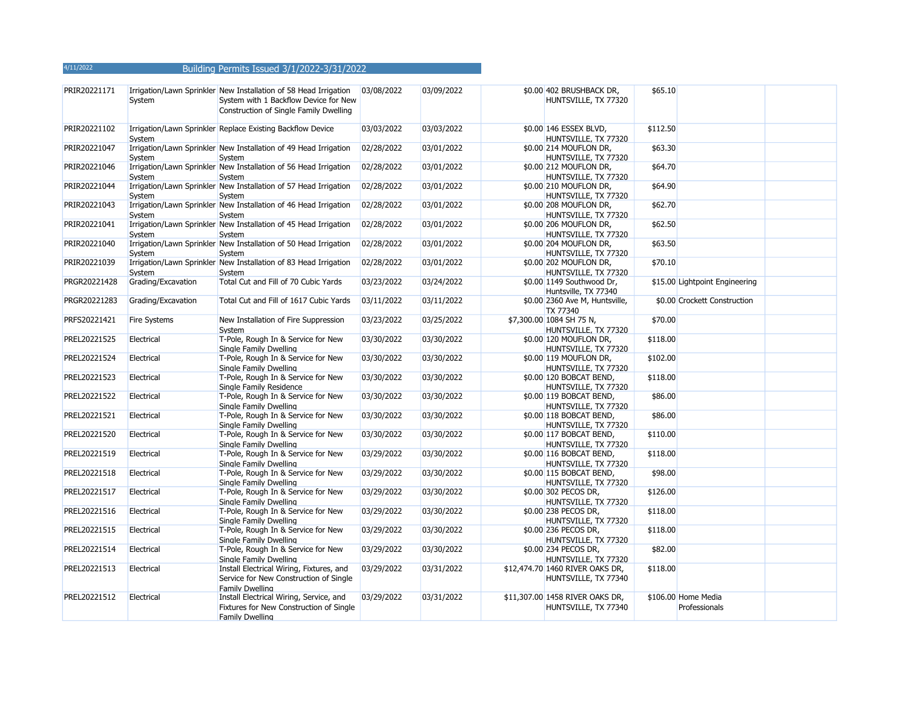4/11/2022 Building Permits Issued 3/1/2022-3/31/2022

| | | | | | | | | | |
|---|---|---|---|---|---|---|---|---|---|
| PRIR20221171 | Irrigation/Lawn Sprinkler System | New Installation of 58 Head Irrigation System with 1 Backflow Device for New Construction of Single Family Dwelling | 03/08/2022 | 03/09/2022 | $0.00 | 402 BRUSHBACK DR, HUNTSVILLE, TX 77320 | $65.10 | | |
| PRIR20221102 | Irrigation/Lawn Sprinkler System | Replace Existing Backflow Device | 03/03/2022 | 03/03/2022 | $0.00 | 146 ESSEX BLVD, HUNTSVILLE, TX 77320 | $112.50 | | |
| PRIR20221047 | Irrigation/Lawn Sprinkler System | New Installation of 49 Head Irrigation System | 02/28/2022 | 03/01/2022 | $0.00 | 214 MOUFLON DR, HUNTSVILLE, TX 77320 | $63.30 | | |
| PRIR20221046 | Irrigation/Lawn Sprinkler System | New Installation of 56 Head Irrigation System | 02/28/2022 | 03/01/2022 | $0.00 | 212 MOUFLON DR, HUNTSVILLE, TX 77320 | $64.70 | | |
| PRIR20221044 | Irrigation/Lawn Sprinkler System | New Installation of 57 Head Irrigation System | 02/28/2022 | 03/01/2022 | $0.00 | 210 MOUFLON DR, HUNTSVILLE, TX 77320 | $64.90 | | |
| PRIR20221043 | Irrigation/Lawn Sprinkler System | New Installation of 46 Head Irrigation System | 02/28/2022 | 03/01/2022 | $0.00 | 208 MOUFLON DR, HUNTSVILLE, TX 77320 | $62.70 | | |
| PRIR20221041 | Irrigation/Lawn Sprinkler System | New Installation of 45 Head Irrigation System | 02/28/2022 | 03/01/2022 | $0.00 | 206 MOUFLON DR, HUNTSVILLE, TX 77320 | $62.50 | | |
| PRIR20221040 | Irrigation/Lawn Sprinkler System | New Installation of 50 Head Irrigation System | 02/28/2022 | 03/01/2022 | $0.00 | 204 MOUFLON DR, HUNTSVILLE, TX 77320 | $63.50 | | |
| PRIR20221039 | Irrigation/Lawn Sprinkler System | New Installation of 83 Head Irrigation System | 02/28/2022 | 03/01/2022 | $0.00 | 202 MOUFLON DR, HUNTSVILLE, TX 77320 | $70.10 | | |
| PRGR20221428 | Grading/Excavation | Total Cut and Fill of 70 Cubic Yards | 03/23/2022 | 03/24/2022 | $0.00 | 1149 Southwood Dr, Huntsville, TX 77340 | $15.00 | Lightpoint Engineering | |
| PRGR20221283 | Grading/Excavation | Total Cut and Fill of 1617 Cubic Yards | 03/11/2022 | 03/11/2022 | $0.00 | 2360 Ave M, Huntsville, TX 77340 | $0.00 | Crockett Construction | |
| PRFS20221421 | Fire Systems | New Installation of Fire Suppression System | 03/23/2022 | 03/25/2022 | $7,300.00 | 1084 SH 75 N, HUNTSVILLE, TX 77320 | $70.00 | | |
| PREL20221525 | Electrical | T-Pole, Rough In & Service for New Single Family Dwelling | 03/30/2022 | 03/30/2022 | $0.00 | 120 MOUFLON DR, HUNTSVILLE, TX 77320 | $118.00 | | |
| PREL20221524 | Electrical | T-Pole, Rough In & Service for New Single Family Dwelling | 03/30/2022 | 03/30/2022 | $0.00 | 119 MOUFLON DR, HUNTSVILLE, TX 77320 | $102.00 | | |
| PREL20221523 | Electrical | T-Pole, Rough In & Service for New Single Family Residence | 03/30/2022 | 03/30/2022 | $0.00 | 120 BOBCAT BEND, HUNTSVILLE, TX 77320 | $118.00 | | |
| PREL20221522 | Electrical | T-Pole, Rough In & Service for New Single Family Dwelling | 03/30/2022 | 03/30/2022 | $0.00 | 119 BOBCAT BEND, HUNTSVILLE, TX 77320 | $86.00 | | |
| PREL20221521 | Electrical | T-Pole, Rough In & Service for New Single Family Dwelling | 03/30/2022 | 03/30/2022 | $0.00 | 118 BOBCAT BEND, HUNTSVILLE, TX 77320 | $86.00 | | |
| PREL20221520 | Electrical | T-Pole, Rough In & Service for New Single Family Dwelling | 03/30/2022 | 03/30/2022 | $0.00 | 117 BOBCAT BEND, HUNTSVILLE, TX 77320 | $110.00 | | |
| PREL20221519 | Electrical | T-Pole, Rough In & Service for New Single Family Dwelling | 03/29/2022 | 03/30/2022 | $0.00 | 116 BOBCAT BEND, HUNTSVILLE, TX 77320 | $118.00 | | |
| PREL20221518 | Electrical | T-Pole, Rough In & Service for New Single Family Dwelling | 03/29/2022 | 03/30/2022 | $0.00 | 115 BOBCAT BEND, HUNTSVILLE, TX 77320 | $98.00 | | |
| PREL20221517 | Electrical | T-Pole, Rough In & Service for New Single Family Dwelling | 03/29/2022 | 03/30/2022 | $0.00 | 302 PECOS DR, HUNTSVILLE, TX 77320 | $126.00 | | |
| PREL20221516 | Electrical | T-Pole, Rough In & Service for New Single Family Dwelling | 03/29/2022 | 03/30/2022 | $0.00 | 238 PECOS DR, HUNTSVILLE, TX 77320 | $118.00 | | |
| PREL20221515 | Electrical | T-Pole, Rough In & Service for New Single Family Dwelling | 03/29/2022 | 03/30/2022 | $0.00 | 236 PECOS DR, HUNTSVILLE, TX 77320 | $118.00 | | |
| PREL20221514 | Electrical | T-Pole, Rough In & Service for New Single Family Dwelling | 03/29/2022 | 03/30/2022 | $0.00 | 234 PECOS DR, HUNTSVILLE, TX 77320 | $82.00 | | |
| PREL20221513 | Electrical | Install Electrical Wiring, Fixtures, and Service for New Construction of Single Family Dwelling | 03/29/2022 | 03/31/2022 | $12,474.70 | 1460 RIVER OAKS DR, HUNTSVILLE, TX 77340 | $118.00 | | |
| PREL20221512 | Electrical | Install Electrical Wiring, Service, and Fixtures for New Construction of Single Family Dwelling | 03/29/2022 | 03/31/2022 | $11,307.00 | 1458 RIVER OAKS DR, HUNTSVILLE, TX 77340 | $106.00 | Home Media Professionals | |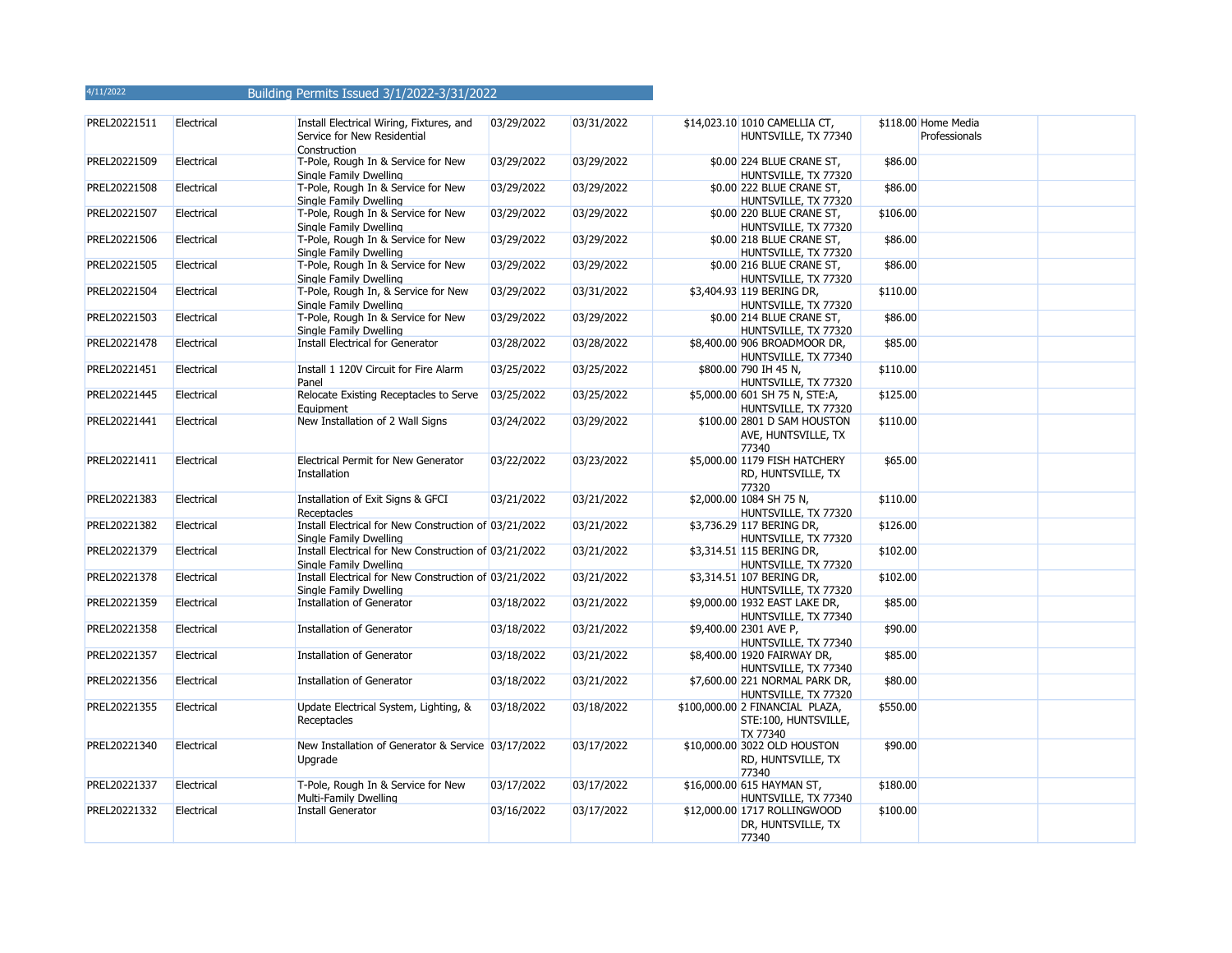4/11/2022 Building Permits Issued 3/1/2022-3/31/2022

| | | | | | | | | | |
|---|---|---|---|---|---|---|---|---|---|
| PREL20221511 | Electrical | Install Electrical Wiring, Fixtures, and Service for New Residential Construction | 03/29/2022 | 03/31/2022 | $14,023.10 | 1010 CAMELLIA CT, HUNTSVILLE, TX 77340 | $118.00 | Home Media Professionals | |
| PREL20221509 | Electrical | T-Pole, Rough In & Service for New Single Family Dwelling | 03/29/2022 | 03/29/2022 | $0.00 | 224 BLUE CRANE ST, HUNTSVILLE, TX 77320 | $86.00 | | |
| PREL20221508 | Electrical | T-Pole, Rough In & Service for New Single Family Dwelling | 03/29/2022 | 03/29/2022 | $0.00 | 222 BLUE CRANE ST, HUNTSVILLE, TX 77320 | $86.00 | | |
| PREL20221507 | Electrical | T-Pole, Rough In & Service for New Single Family Dwelling | 03/29/2022 | 03/29/2022 | $0.00 | 220 BLUE CRANE ST, HUNTSVILLE, TX 77320 | $106.00 | | |
| PREL20221506 | Electrical | T-Pole, Rough In & Service for New Single Family Dwelling | 03/29/2022 | 03/29/2022 | $0.00 | 218 BLUE CRANE ST, HUNTSVILLE, TX 77320 | $86.00 | | |
| PREL20221505 | Electrical | T-Pole, Rough In & Service for New Single Family Dwelling | 03/29/2022 | 03/29/2022 | $0.00 | 216 BLUE CRANE ST, HUNTSVILLE, TX 77320 | $86.00 | | |
| PREL20221504 | Electrical | T-Pole, Rough In, & Service for New Single Family Dwelling | 03/29/2022 | 03/31/2022 | $3,404.93 | 119 BERING DR, HUNTSVILLE, TX 77320 | $110.00 | | |
| PREL20221503 | Electrical | T-Pole, Rough In & Service for New Single Family Dwelling | 03/29/2022 | 03/29/2022 | $0.00 | 214 BLUE CRANE ST, HUNTSVILLE, TX 77320 | $86.00 | | |
| PREL20221478 | Electrical | Install Electrical for Generator | 03/28/2022 | 03/28/2022 | $8,400.00 | 906 BROADMOOR DR, HUNTSVILLE, TX 77340 | $85.00 | | |
| PREL20221451 | Electrical | Install 1 120V Circuit for Fire Alarm Panel | 03/25/2022 | 03/25/2022 | $800.00 | 790 IH 45 N, HUNTSVILLE, TX 77320 | $110.00 | | |
| PREL20221445 | Electrical | Relocate Existing Receptacles to Serve Equipment | 03/25/2022 | 03/25/2022 | $5,000.00 | 601 SH 75 N, STE:A, HUNTSVILLE, TX 77320 | $125.00 | | |
| PREL20221441 | Electrical | New Installation of 2 Wall Signs | 03/24/2022 | 03/29/2022 | $100.00 | 2801 D SAM HOUSTON AVE, HUNTSVILLE, TX 77340 | $110.00 | | |
| PREL20221411 | Electrical | Electrical Permit for New Generator Installation | 03/22/2022 | 03/23/2022 | $5,000.00 | 1179 FISH HATCHERY RD, HUNTSVILLE, TX 77320 | $65.00 | | |
| PREL20221383 | Electrical | Installation of Exit Signs & GFCI Receptacles | 03/21/2022 | 03/21/2022 | $2,000.00 | 1084 SH 75 N, HUNTSVILLE, TX 77320 | $110.00 | | |
| PREL20221382 | Electrical | Install Electrical for New Construction of Single Family Dwelling | 03/21/2022 | 03/21/2022 | $3,736.29 | 117 BERING DR, HUNTSVILLE, TX 77320 | $126.00 | | |
| PREL20221379 | Electrical | Install Electrical for New Construction of Single Family Dwelling | 03/21/2022 | 03/21/2022 | $3,314.51 | 115 BERING DR, HUNTSVILLE, TX 77320 | $102.00 | | |
| PREL20221378 | Electrical | Install Electrical for New Construction of Single Family Dwelling | 03/21/2022 | 03/21/2022 | $3,314.51 | 107 BERING DR, HUNTSVILLE, TX 77320 | $102.00 | | |
| PREL20221359 | Electrical | Installation of Generator | 03/18/2022 | 03/21/2022 | $9,000.00 | 1932 EAST LAKE DR, HUNTSVILLE, TX 77340 | $85.00 | | |
| PREL20221358 | Electrical | Installation of Generator | 03/18/2022 | 03/21/2022 | $9,400.00 | 2301 AVE P, HUNTSVILLE, TX 77340 | $90.00 | | |
| PREL20221357 | Electrical | Installation of Generator | 03/18/2022 | 03/21/2022 | $8,400.00 | 1920 FAIRWAY DR, HUNTSVILLE, TX 77340 | $85.00 | | |
| PREL20221356 | Electrical | Installation of Generator | 03/18/2022 | 03/21/2022 | $7,600.00 | 221 NORMAL PARK DR, HUNTSVILLE, TX 77320 | $80.00 | | |
| PREL20221355 | Electrical | Update Electrical System, Lighting, & Receptacles | 03/18/2022 | 03/18/2022 | $100,000.00 | 2 FINANCIAL PLAZA, STE:100, HUNTSVILLE, TX 77340 | $550.00 | | |
| PREL20221340 | Electrical | New Installation of Generator & Service Upgrade | 03/17/2022 | 03/17/2022 | $10,000.00 | 3022 OLD HOUSTON RD, HUNTSVILLE, TX 77340 | $90.00 | | |
| PREL20221337 | Electrical | T-Pole, Rough In & Service for New Multi-Family Dwelling | 03/17/2022 | 03/17/2022 | $16,000.00 | 615 HAYMAN ST, HUNTSVILLE, TX 77340 | $180.00 | | |
| PREL20221332 | Electrical | Install Generator | 03/16/2022 | 03/17/2022 | $12,000.00 | 1717 ROLLINGWOOD DR, HUNTSVILLE, TX 77340 | $100.00 | | |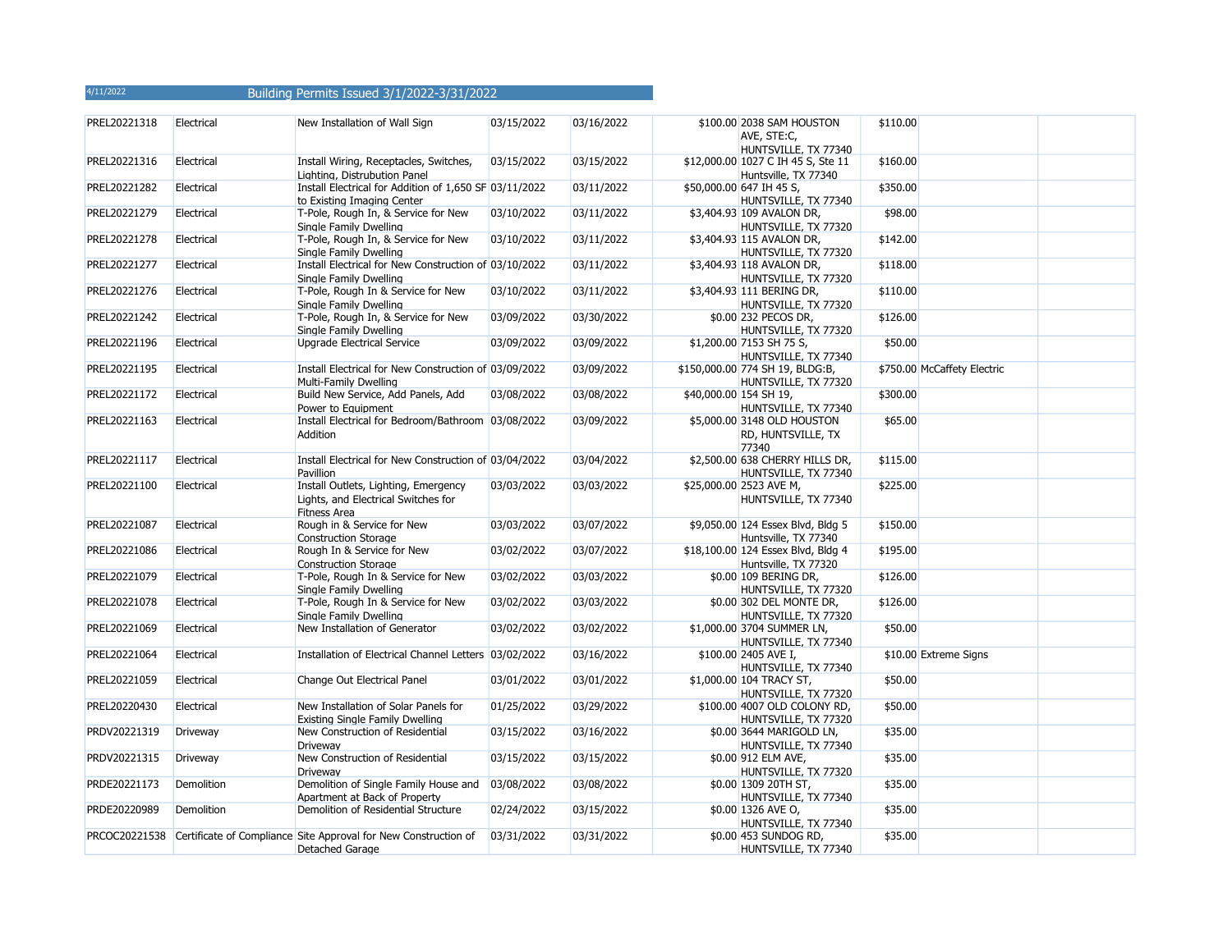4/11/2022

## Building Permits Issued 3/1/2022-3/31/2022

| | | | | | | | | | |
|---|---|---|---|---|---|---|---|---|---|
| PREL20221318 | Electrical | New Installation of Wall Sign | 03/15/2022 | 03/16/2022 | $100.00 | 2038 SAM HOUSTON AVE, STE:C, HUNTSVILLE, TX 77340 | $110.00 | | |
| PREL20221316 | Electrical | Install Wiring, Receptacles, Switches, Lighting, Distrubution Panel | 03/15/2022 | 03/15/2022 | $12,000.00 | 1027 C IH 45 S, Ste 11 Huntsville, TX 77340 | $160.00 | | |
| PREL20221282 | Electrical | Install Electrical for Addition of 1,650 SF to Existing Imaging Center | 03/11/2022 | 03/11/2022 | $50,000.00 | 647 IH 45 S, HUNTSVILLE, TX 77340 | $350.00 | | |
| PREL20221279 | Electrical | T-Pole, Rough In, & Service for New Single Family Dwelling | 03/10/2022 | 03/11/2022 | $3,404.93 | 109 AVALON DR, HUNTSVILLE, TX 77320 | $98.00 | | |
| PREL20221278 | Electrical | T-Pole, Rough In, & Service for New Single Family Dwelling | 03/10/2022 | 03/11/2022 | $3,404.93 | 115 AVALON DR, HUNTSVILLE, TX 77320 | $142.00 | | |
| PREL20221277 | Electrical | Install Electrical for New Construction of Single Family Dwelling | 03/10/2022 | 03/11/2022 | $3,404.93 | 118 AVALON DR, HUNTSVILLE, TX 77320 | $118.00 | | |
| PREL20221276 | Electrical | T-Pole, Rough In & Service for New Single Family Dwelling | 03/10/2022 | 03/11/2022 | $3,404.93 | 111 BERING DR, HUNTSVILLE, TX 77320 | $110.00 | | |
| PREL20221242 | Electrical | T-Pole, Rough In, & Service for New Single Family Dwelling | 03/09/2022 | 03/30/2022 | $0.00 | 232 PECOS DR, HUNTSVILLE, TX 77320 | $126.00 | | |
| PREL20221196 | Electrical | Upgrade Electrical Service | 03/09/2022 | 03/09/2022 | $1,200.00 | 7153 SH 75 S, HUNTSVILLE, TX 77340 | $50.00 | | |
| PREL20221195 | Electrical | Install Electrical for New Construction of Multi-Family Dwelling | 03/09/2022 | 03/09/2022 | $150,000.00 | 774 SH 19, BLDG:B, HUNTSVILLE, TX 77320 | $750.00 | McCaffety Electric | |
| PREL20221172 | Electrical | Build New Service, Add Panels, Add Power to Equipment | 03/08/2022 | 03/08/2022 | $40,000.00 | 154 SH 19, HUNTSVILLE, TX 77340 | $300.00 | | |
| PREL20221163 | Electrical | Install Electrical for Bedroom/Bathroom Addition | 03/08/2022 | 03/09/2022 | $5,000.00 | 3148 OLD HOUSTON RD, HUNTSVILLE, TX 77340 | $65.00 | | |
| PREL20221117 | Electrical | Install Electrical for New Construction of Pavillion | 03/04/2022 | 03/04/2022 | $2,500.00 | 638 CHERRY HILLS DR, HUNTSVILLE, TX 77340 | $115.00 | | |
| PREL20221100 | Electrical | Install Outlets, Lighting, Emergency Lights, and Electrical Switches for Fitness Area | 03/03/2022 | 03/03/2022 | $25,000.00 | 2523 AVE M, HUNTSVILLE, TX 77340 | $225.00 | | |
| PREL20221087 | Electrical | Rough in & Service for New Construction Storage | 03/03/2022 | 03/07/2022 | $9,050.00 | 124 Essex Blvd, Bldg 5 Huntsville, TX 77340 | $150.00 | | |
| PREL20221086 | Electrical | Rough In & Service for New Construction Storage | 03/02/2022 | 03/07/2022 | $18,100.00 | 124 Essex Blvd, Bldg 4 Huntsville, TX 77320 | $195.00 | | |
| PREL20221079 | Electrical | T-Pole, Rough In & Service for New Single Family Dwelling | 03/02/2022 | 03/03/2022 | $0.00 | 109 BERING DR, HUNTSVILLE, TX 77320 | $126.00 | | |
| PREL20221078 | Electrical | T-Pole, Rough In & Service for New Single Family Dwelling | 03/02/2022 | 03/03/2022 | $0.00 | 302 DEL MONTE DR, HUNTSVILLE, TX 77320 | $126.00 | | |
| PREL20221069 | Electrical | New Installation of Generator | 03/02/2022 | 03/02/2022 | $1,000.00 | 3704 SUMMER LN, HUNTSVILLE, TX 77340 | $50.00 | | |
| PREL20221064 | Electrical | Installation of Electrical Channel Letters | 03/02/2022 | 03/16/2022 | $100.00 | 2405 AVE I, HUNTSVILLE, TX 77340 | $10.00 | Extreme Signs | |
| PREL20221059 | Electrical | Change Out Electrical Panel | 03/01/2022 | 03/01/2022 | $1,000.00 | 104 TRACY ST, HUNTSVILLE, TX 77320 | $50.00 | | |
| PREL20220430 | Electrical | New Installation of Solar Panels for Existing Single Family Dwelling | 01/25/2022 | 03/29/2022 | $100.00 | 4007 OLD COLONY RD, HUNTSVILLE, TX 77320 | $50.00 | | |
| PRDV20221319 | Driveway | New Construction of Residential Driveway | 03/15/2022 | 03/16/2022 | $0.00 | 3644 MARIGOLD LN, HUNTSVILLE, TX 77340 | $35.00 | | |
| PRDV20221315 | Driveway | New Construction of Residential Driveway | 03/15/2022 | 03/15/2022 | $0.00 | 912 ELM AVE, HUNTSVILLE, TX 77320 | $35.00 | | |
| PRDE20221173 | Demolition | Demolition of Single Family House and Apartment at Back of Property | 03/08/2022 | 03/08/2022 | $0.00 | 1309 20TH ST, HUNTSVILLE, TX 77340 | $35.00 | | |
| PRDE20220989 | Demolition | Demolition of Residential Structure | 02/24/2022 | 03/15/2022 | $0.00 | 1326 AVE O, HUNTSVILLE, TX 77340 | $35.00 | | |
| PRCOC20221538 | Certificate of Compliance | Site Approval for New Construction of Detached Garage | 03/31/2022 | 03/31/2022 | $0.00 | 453 SUNDOG RD, HUNTSVILLE, TX 77340 | $35.00 | | |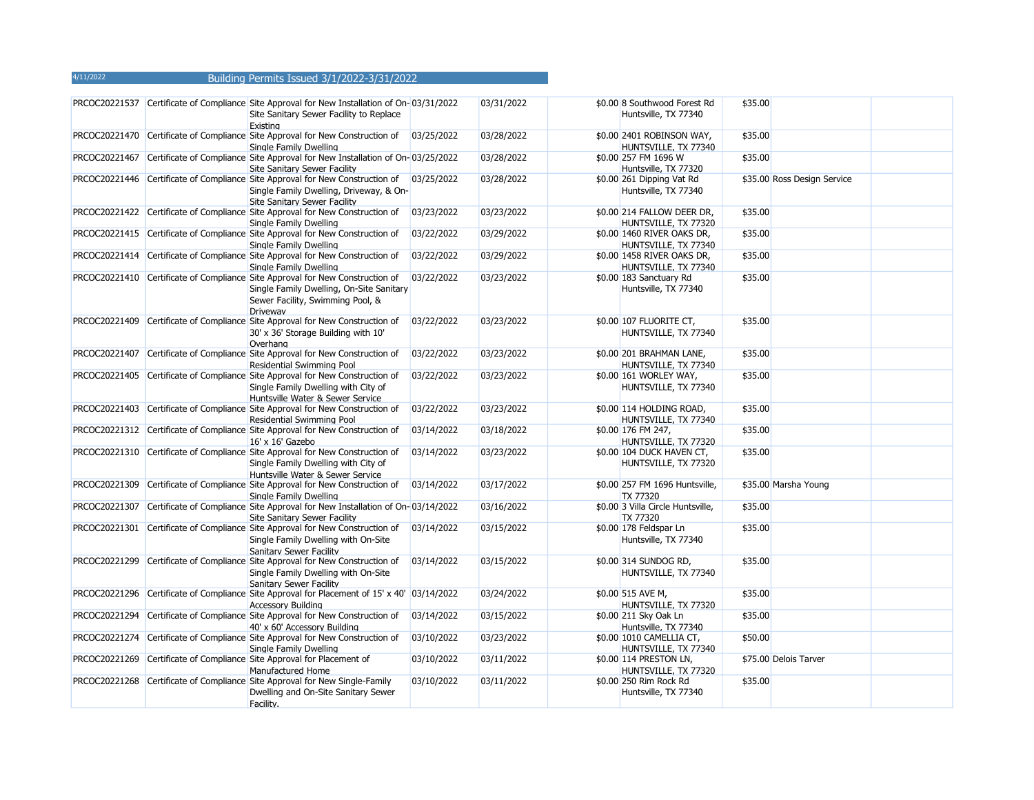4/11/2022 Building Permits Issued 3/1/2022-3/31/2022

| | | | | | | | | | | |
|---|---|---|---|---|---|---|---|---|---|---|
| PRCOC20221537 | Certificate of Compliance | Site Approval for New Installation of On-Site Sanitary Sewer Facility to Replace Existing | 03/31/2022 | 03/31/2022 | | $0.00 | 8 Southwood Forest Rd Huntsville, TX 77340 | $35.00 | | |
| PRCOC20221470 | Certificate of Compliance | Site Approval for New Construction of Single Family Dwelling | 03/25/2022 | 03/28/2022 | | $0.00 | 2401 ROBINSON WAY, HUNTSVILLE, TX 77340 | $35.00 | | |
| PRCOC20221467 | Certificate of Compliance | Site Approval for New Installation of On-Site Sanitary Sewer Facility | 03/25/2022 | 03/28/2022 | | $0.00 | 257 FM 1696 W Huntsville, TX 77320 | $35.00 | | |
| PRCOC20221446 | Certificate of Compliance | Site Approval for New Construction of Single Family Dwelling, Driveway, & On-Site Sanitary Sewer Facility | 03/25/2022 | 03/28/2022 | | $0.00 | 261 Dipping Vat Rd Huntsville, TX 77340 | $35.00 | Ross Design Service | |
| PRCOC20221422 | Certificate of Compliance | Site Approval for New Construction of Single Family Dwelling | 03/23/2022 | 03/23/2022 | | $0.00 | 214 FALLOW DEER DR, HUNTSVILLE, TX 77320 | $35.00 | | |
| PRCOC20221415 | Certificate of Compliance | Site Approval for New Construction of Single Family Dwelling | 03/22/2022 | 03/29/2022 | | $0.00 | 1460 RIVER OAKS DR, HUNTSVILLE, TX 77340 | $35.00 | | |
| PRCOC20221414 | Certificate of Compliance | Site Approval for New Construction of Single Family Dwelling | 03/22/2022 | 03/29/2022 | | $0.00 | 1458 RIVER OAKS DR, HUNTSVILLE, TX 77340 | $35.00 | | |
| PRCOC20221410 | Certificate of Compliance | Site Approval for New Construction of Single Family Dwelling, On-Site Sanitary Sewer Facility, Swimming Pool, & Driveway | 03/22/2022 | 03/23/2022 | | $0.00 | 183 Sanctuary Rd Huntsville, TX 77340 | $35.00 | | |
| PRCOC20221409 | Certificate of Compliance | Site Approval for New Construction of 30' x 36' Storage Building with 10' Overhang | 03/22/2022 | 03/23/2022 | | $0.00 | 107 FLUORITE CT, HUNTSVILLE, TX 77340 | $35.00 | | |
| PRCOC20221407 | Certificate of Compliance | Site Approval for New Construction of Residential Swimming Pool | 03/22/2022 | 03/23/2022 | | $0.00 | 201 BRAHMAN LANE, HUNTSVILLE, TX 77340 | $35.00 | | |
| PRCOC20221405 | Certificate of Compliance | Site Approval for New Construction of Single Family Dwelling with City of Huntsville Water & Sewer Service | 03/22/2022 | 03/23/2022 | | $0.00 | 161 WORLEY WAY, HUNTSVILLE, TX 77340 | $35.00 | | |
| PRCOC20221403 | Certificate of Compliance | Site Approval for New Construction of Residential Swimming Pool | 03/22/2022 | 03/23/2022 | | $0.00 | 114 HOLDING ROAD, HUNTSVILLE, TX 77340 | $35.00 | | |
| PRCOC20221312 | Certificate of Compliance | Site Approval for New Construction of 16' x 16' Gazebo | 03/14/2022 | 03/18/2022 | | $0.00 | 176 FM 247, HUNTSVILLE, TX 77320 | $35.00 | | |
| PRCOC20221310 | Certificate of Compliance | Site Approval for New Construction of Single Family Dwelling with City of Huntsville Water & Sewer Service | 03/14/2022 | 03/23/2022 | | $0.00 | 104 DUCK HAVEN CT, HUNTSVILLE, TX 77320 | $35.00 | | |
| PRCOC20221309 | Certificate of Compliance | Site Approval for New Construction of Single Family Dwelling | 03/14/2022 | 03/17/2022 | | $0.00 | 257 FM 1696 Huntsville, TX 77320 | $35.00 | Marsha Young | |
| PRCOC20221307 | Certificate of Compliance | Site Approval for New Installation of On-Site Sanitary Sewer Facility | 03/14/2022 | 03/16/2022 | | $0.00 | 3 Villa Circle Huntsville, TX 77320 | $35.00 | | |
| PRCOC20221301 | Certificate of Compliance | Site Approval for New Construction of Single Family Dwelling with On-Site Sanitary Sewer Facility | 03/14/2022 | 03/15/2022 | | $0.00 | 178 Feldspar Ln Huntsville, TX 77340 | $35.00 | | |
| PRCOC20221299 | Certificate of Compliance | Site Approval for New Construction of Single Family Dwelling with On-Site Sanitary Sewer Facility | 03/14/2022 | 03/15/2022 | | $0.00 | 314 SUNDOG RD, HUNTSVILLE, TX 77340 | $35.00 | | |
| PRCOC20221296 | Certificate of Compliance | Site Approval for Placement of 15' x 40' Accessory Building | 03/14/2022 | 03/24/2022 | | $0.00 | 515 AVE M, HUNTSVILLE, TX 77320 | $35.00 | | |
| PRCOC20221294 | Certificate of Compliance | Site Approval for New Construction of 40' x 60' Accessory Building | 03/14/2022 | 03/15/2022 | | $0.00 | 211 Sky Oak Ln Huntsville, TX 77340 | $35.00 | | |
| PRCOC20221274 | Certificate of Compliance | Site Approval for New Construction of Single Family Dwelling | 03/10/2022 | 03/23/2022 | | $0.00 | 1010 CAMELLIA CT, HUNTSVILLE, TX 77340 | $50.00 | | |
| PRCOC20221269 | Certificate of Compliance | Site Approval for Placement of Manufactured Home | 03/10/2022 | 03/11/2022 | | $0.00 | 114 PRESTON LN, HUNTSVILLE, TX 77320 | $75.00 | Delois Tarver | |
| PRCOC20221268 | Certificate of Compliance | Site Approval for New Single-Family Dwelling and On-Site Sanitary Sewer Facility. | 03/10/2022 | 03/11/2022 | | $0.00 | 250 Rim Rock Rd Huntsville, TX 77340 | $35.00 | | |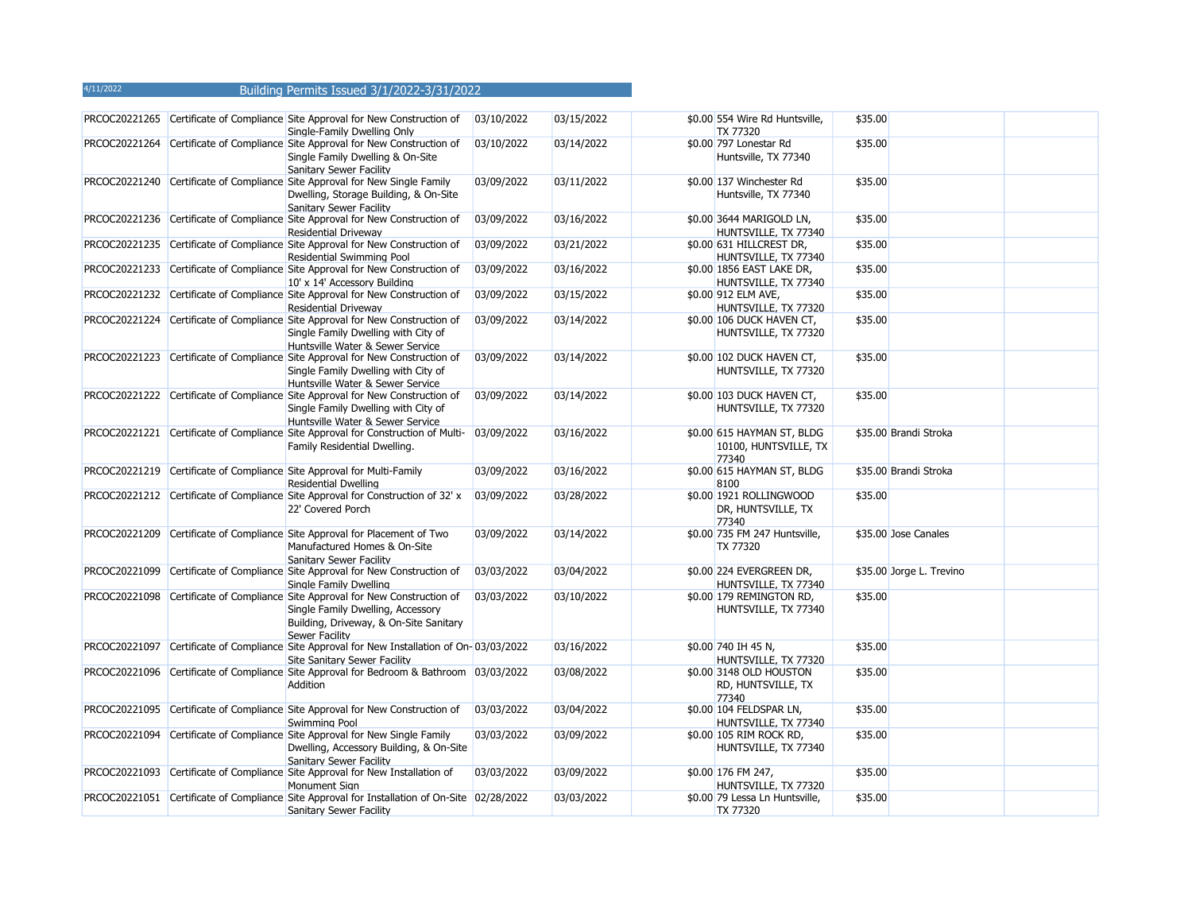4/11/2022 Building Permits Issued 3/1/2022-3/31/2022

| | | | | | | | | | |
|---|---|---|---|---|---|---|---|---|---|
| PRCOC20221265 | Certificate of Compliance | Site Approval for New Construction of Single-Family Dwelling Only | 03/10/2022 | 03/15/2022 | | $0.00 | 554 Wire Rd Huntsville, TX 77320 | $35.00 | |
| PRCOC20221264 | Certificate of Compliance | Site Approval for New Construction of Single Family Dwelling & On-Site Sanitary Sewer Facility | 03/10/2022 | 03/14/2022 | | $0.00 | 797 Lonestar Rd Huntsville, TX 77340 | $35.00 | |
| PRCOC20221240 | Certificate of Compliance | Site Approval for New Single Family Dwelling, Storage Building, & On-Site Sanitary Sewer Facility | 03/09/2022 | 03/11/2022 | | $0.00 | 137 Winchester Rd Huntsville, TX 77340 | $35.00 | |
| PRCOC20221236 | Certificate of Compliance | Site Approval for New Construction of Residential Driveway | 03/09/2022 | 03/16/2022 | | $0.00 | 3644 MARIGOLD LN, HUNTSVILLE, TX 77340 | $35.00 | |
| PRCOC20221235 | Certificate of Compliance | Site Approval for New Construction of Residential Swimming Pool | 03/09/2022 | 03/21/2022 | | $0.00 | 631 HILLCREST DR, HUNTSVILLE, TX 77340 | $35.00 | |
| PRCOC20221233 | Certificate of Compliance | Site Approval for New Construction of 10' x 14' Accessory Building | 03/09/2022 | 03/16/2022 | | $0.00 | 1856 EAST LAKE DR, HUNTSVILLE, TX 77340 | $35.00 | |
| PRCOC20221232 | Certificate of Compliance | Site Approval for New Construction of Residential Driveway | 03/09/2022 | 03/15/2022 | | $0.00 | 912 ELM AVE, HUNTSVILLE, TX 77320 | $35.00 | |
| PRCOC20221224 | Certificate of Compliance | Site Approval for New Construction of Single Family Dwelling with City of Huntsville Water & Sewer Service | 03/09/2022 | 03/14/2022 | | $0.00 | 106 DUCK HAVEN CT, HUNTSVILLE, TX 77320 | $35.00 | |
| PRCOC20221223 | Certificate of Compliance | Site Approval for New Construction of Single Family Dwelling with City of Huntsville Water & Sewer Service | 03/09/2022 | 03/14/2022 | | $0.00 | 102 DUCK HAVEN CT, HUNTSVILLE, TX 77320 | $35.00 | |
| PRCOC20221222 | Certificate of Compliance | Site Approval for New Construction of Single Family Dwelling with City of Huntsville Water & Sewer Service | 03/09/2022 | 03/14/2022 | | $0.00 | 103 DUCK HAVEN CT, HUNTSVILLE, TX 77320 | $35.00 | |
| PRCOC20221221 | Certificate of Compliance | Site Approval for Construction of Multi-Family Residential Dwelling. | 03/09/2022 | 03/16/2022 | | $0.00 | 615 HAYMAN ST, BLDG 10100, HUNTSVILLE, TX 77340 | $35.00 | Brandi Stroka |
| PRCOC20221219 | Certificate of Compliance | Site Approval for Multi-Family Residential Dwelling | 03/09/2022 | 03/16/2022 | | $0.00 | 615 HAYMAN ST, BLDG 8100 | $35.00 | Brandi Stroka |
| PRCOC20221212 | Certificate of Compliance | Site Approval for Construction of 32' x 22' Covered Porch | 03/09/2022 | 03/28/2022 | | $0.00 | 1921 ROLLINGWOOD DR, HUNTSVILLE, TX 77340 | $35.00 | |
| PRCOC20221209 | Certificate of Compliance | Site Approval for Placement of Two Manufactured Homes & On-Site Sanitary Sewer Facility | 03/09/2022 | 03/14/2022 | | $0.00 | 735 FM 247 Huntsville, TX 77320 | $35.00 | Jose Canales |
| PRCOC20221099 | Certificate of Compliance | Site Approval for New Construction of Single Family Dwelling | 03/03/2022 | 03/04/2022 | | $0.00 | 224 EVERGREEN DR, HUNTSVILLE, TX 77340 | $35.00 | Jorge L. Trevino |
| PRCOC20221098 | Certificate of Compliance | Site Approval for New Construction of Single Family Dwelling, Accessory Building, Driveway, & On-Site Sanitary Sewer Facility | 03/03/2022 | 03/10/2022 | | $0.00 | 179 REMINGTON RD, HUNTSVILLE, TX 77340 | $35.00 | |
| PRCOC20221097 | Certificate of Compliance | Site Approval for New Installation of On-Site Sanitary Sewer Facility | 03/03/2022 | 03/16/2022 | | $0.00 | 740 IH 45 N, HUNTSVILLE, TX 77320 | $35.00 | |
| PRCOC20221096 | Certificate of Compliance | Site Approval for Bedroom & Bathroom Addition | 03/03/2022 | 03/08/2022 | | $0.00 | 3148 OLD HOUSTON RD, HUNTSVILLE, TX 77340 | $35.00 | |
| PRCOC20221095 | Certificate of Compliance | Site Approval for New Construction of Swimming Pool | 03/03/2022 | 03/04/2022 | | $0.00 | 104 FELDSPAR LN, HUNTSVILLE, TX 77340 | $35.00 | |
| PRCOC20221094 | Certificate of Compliance | Site Approval for New Single Family Dwelling, Accessory Building, & On-Site Sanitary Sewer Facility | 03/03/2022 | 03/09/2022 | | $0.00 | 105 RIM ROCK RD, HUNTSVILLE, TX 77340 | $35.00 | |
| PRCOC20221093 | Certificate of Compliance | Site Approval for New Installation of Monument Sign | 03/03/2022 | 03/09/2022 | | $0.00 | 176 FM 247, HUNTSVILLE, TX 77320 | $35.00 | |
| PRCOC20221051 | Certificate of Compliance | Site Approval for Installation of On-Site Sanitary Sewer Facility | 02/28/2022 | 03/03/2022 | | $0.00 | 79 Lessa Ln Huntsville, TX 77320 | $35.00 | |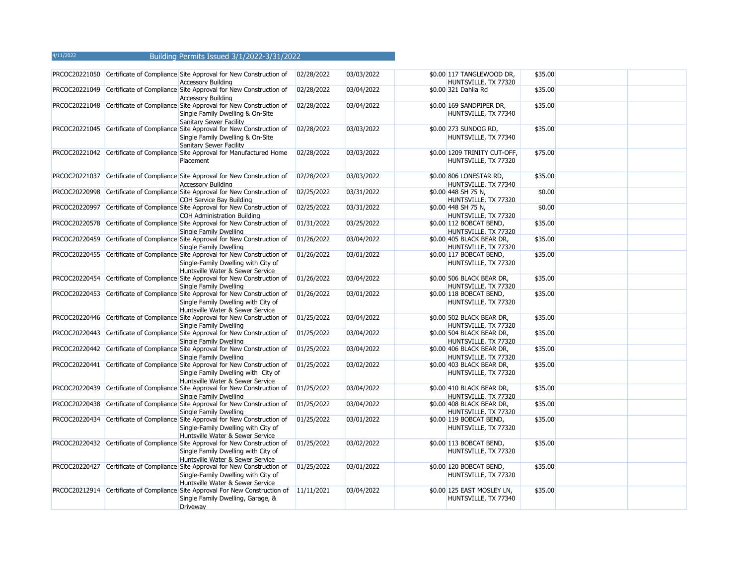4/11/2022 Building Permits Issued 3/1/2022-3/31/2022

| | | | | | | | | | | |
|---|---|---|---|---|---|---|---|---|---|---|
| PRCOC20221050 | Certificate of Compliance | Site Approval for New Construction of Accessory Building | 02/28/2022 | 03/03/2022 | | $0.00 | 117 TANGLEWOOD DR, HUNTSVILLE, TX 77320 | $35.00 | | |
| PRCOC20221049 | Certificate of Compliance | Site Approval for New Construction of Accessory Building | 02/28/2022 | 03/04/2022 | | $0.00 | 321 Dahlia Rd | $35.00 | | |
| PRCOC20221048 | Certificate of Compliance | Site Approval for New Construction of Single Family Dwelling & On-Site Sanitary Sewer Facility | 02/28/2022 | 03/04/2022 | | $0.00 | 169 SANDPIPER DR, HUNTSVILLE, TX 77340 | $35.00 | | |
| PRCOC20221045 | Certificate of Compliance | Site Approval for New Construction of Single Family Dwelling & On-Site Sanitary Sewer Facility | 02/28/2022 | 03/03/2022 | | $0.00 | 273 SUNDOG RD, HUNTSVILLE, TX 77340 | $35.00 | | |
| PRCOC20221042 | Certificate of Compliance | Site Approval for Manufactured Home Placement | 02/28/2022 | 03/03/2022 | | $0.00 | 1209 TRINITY CUT-OFF, HUNTSVILLE, TX 77320 | $75.00 | | |
| PRCOC20221037 | Certificate of Compliance | Site Approval for New Construction of Accessory Building | 02/28/2022 | 03/03/2022 | | $0.00 | 806 LONESTAR RD, HUNTSVILLE, TX 77340 | $35.00 | | |
| PRCOC20220998 | Certificate of Compliance | Site Approval for New Construction of COH Service Bay Building | 02/25/2022 | 03/31/2022 | | $0.00 | 448 SH 75 N, HUNTSVILLE, TX 77320 | $0.00 | | |
| PRCOC20220997 | Certificate of Compliance | Site Approval for New Construction of COH Administration Building | 02/25/2022 | 03/31/2022 | | $0.00 | 448 SH 75 N, HUNTSVILLE, TX 77320 | $0.00 | | |
| PRCOC20220578 | Certificate of Compliance | Site Approval for New Construction of Single Family Dwelling | 01/31/2022 | 03/25/2022 | | $0.00 | 112 BOBCAT BEND, HUNTSVILLE, TX 77320 | $35.00 | | |
| PRCOC20220459 | Certificate of Compliance | Site Approval for New Construction of Single Family Dwelling | 01/26/2022 | 03/04/2022 | | $0.00 | 405 BLACK BEAR DR, HUNTSVILLE, TX 77320 | $35.00 | | |
| PRCOC20220455 | Certificate of Compliance | Site Approval for New Construction of Single-Family Dwelling with City of Huntsville Water & Sewer Service | 01/26/2022 | 03/01/2022 | | $0.00 | 117 BOBCAT BEND, HUNTSVILLE, TX 77320 | $35.00 | | |
| PRCOC20220454 | Certificate of Compliance | Site Approval for New Construction of Single Family Dwelling | 01/26/2022 | 03/04/2022 | | $0.00 | 506 BLACK BEAR DR, HUNTSVILLE, TX 77320 | $35.00 | | |
| PRCOC20220453 | Certificate of Compliance | Site Approval for New Construction of Single Family Dwelling with City of Huntsville Water & Sewer Service | 01/26/2022 | 03/01/2022 | | $0.00 | 118 BOBCAT BEND, HUNTSVILLE, TX 77320 | $35.00 | | |
| PRCOC20220446 | Certificate of Compliance | Site Approval for New Construction of Single Family Dwelling | 01/25/2022 | 03/04/2022 | | $0.00 | 502 BLACK BEAR DR, HUNTSVILLE, TX 77320 | $35.00 | | |
| PRCOC20220443 | Certificate of Compliance | Site Approval for New Construction of Single Family Dwelling | 01/25/2022 | 03/04/2022 | | $0.00 | 504 BLACK BEAR DR, HUNTSVILLE, TX 77320 | $35.00 | | |
| PRCOC20220442 | Certificate of Compliance | Site Approval for New Construction of Single Family Dwelling | 01/25/2022 | 03/04/2022 | | $0.00 | 406 BLACK BEAR DR, HUNTSVILLE, TX 77320 | $35.00 | | |
| PRCOC20220441 | Certificate of Compliance | Site Approval for New Construction of Single Family Dwelling with City of Huntsville Water & Sewer Service | 01/25/2022 | 03/02/2022 | | $0.00 | 403 BLACK BEAR DR, HUNTSVILLE, TX 77320 | $35.00 | | |
| PRCOC20220439 | Certificate of Compliance | Site Approval for New Construction of Single Family Dwelling | 01/25/2022 | 03/04/2022 | | $0.00 | 410 BLACK BEAR DR, HUNTSVILLE, TX 77320 | $35.00 | | |
| PRCOC20220438 | Certificate of Compliance | Site Approval for New Construction of Single Family Dwelling | 01/25/2022 | 03/04/2022 | | $0.00 | 408 BLACK BEAR DR, HUNTSVILLE, TX 77320 | $35.00 | | |
| PRCOC20220434 | Certificate of Compliance | Site Approval for New Construction of Single-Family Dwelling with City of Huntsville Water & Sewer Service | 01/25/2022 | 03/01/2022 | | $0.00 | 119 BOBCAT BEND, HUNTSVILLE, TX 77320 | $35.00 | | |
| PRCOC20220432 | Certificate of Compliance | Site Approval for New Construction of Single Family Dwelling with City of Huntsville Water & Sewer Service | 01/25/2022 | 03/02/2022 | | $0.00 | 113 BOBCAT BEND, HUNTSVILLE, TX 77320 | $35.00 | | |
| PRCOC20220427 | Certificate of Compliance | Site Approval for New Construction of Single-Family Dwelling with City of Huntsville Water & Sewer Service | 01/25/2022 | 03/01/2022 | | $0.00 | 120 BOBCAT BEND, HUNTSVILLE, TX 77320 | $35.00 | | |
| PRCOC20212914 | Certificate of Compliance | Site Approval For New Construction of Single Family Dwelling, Garage, & Driveway | 11/11/2021 | 03/04/2022 | | $0.00 | 125 EAST MOSLEY LN, HUNTSVILLE, TX 77340 | $35.00 | | |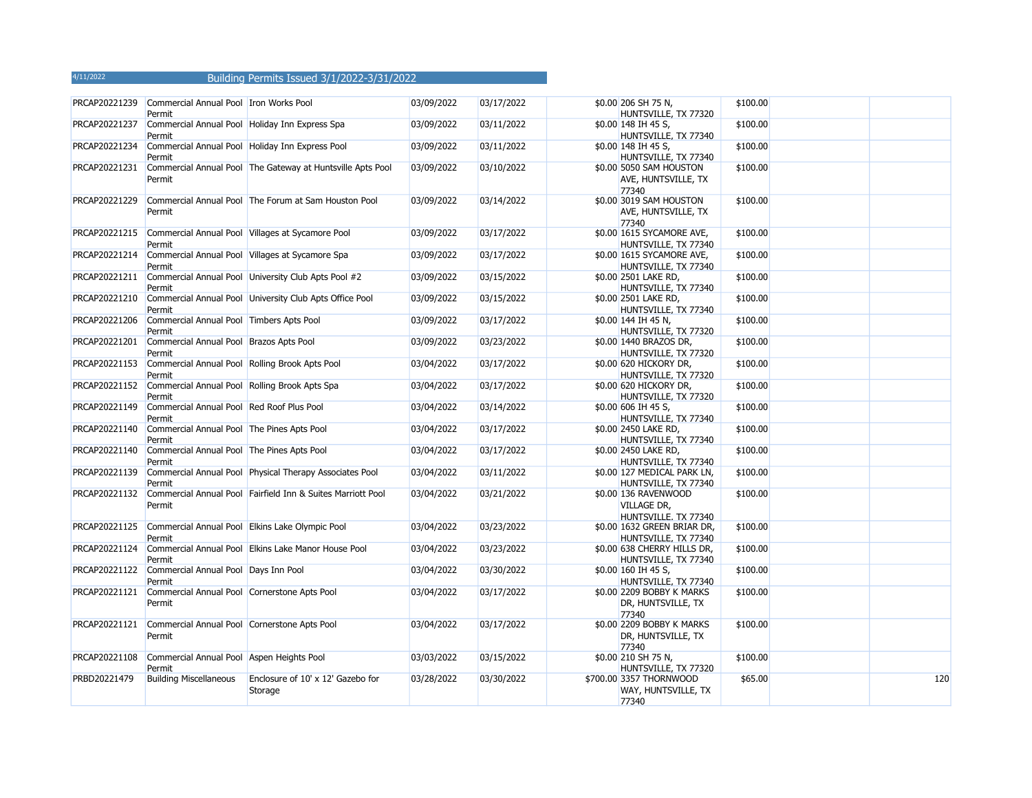4/11/2022 Building Permits Issued 3/1/2022-3/31/2022

| | | | | | | | | | |
|---|---|---|---|---|---|---|---|---|---|
| PRCAP20221239 | Commercial Annual Pool Permit | Iron Works Pool | 03/09/2022 | 03/17/2022 | $0.00 | 206 SH 75 N, HUNTSVILLE, TX 77320 | $100.00 | | |
| PRCAP20221237 | Commercial Annual Pool Permit | Holiday Inn Express Spa | 03/09/2022 | 03/11/2022 | $0.00 | 148 IH 45 S, HUNTSVILLE, TX 77340 | $100.00 | | |
| PRCAP20221234 | Commercial Annual Pool Permit | Holiday Inn Express Pool | 03/09/2022 | 03/11/2022 | $0.00 | 148 IH 45 S, HUNTSVILLE, TX 77340 | $100.00 | | |
| PRCAP20221231 | Commercial Annual Pool Permit | The Gateway at Huntsville Apts Pool | 03/09/2022 | 03/10/2022 | $0.00 | 5050 SAM HOUSTON AVE, HUNTSVILLE, TX 77340 | $100.00 | | |
| PRCAP20221229 | Commercial Annual Pool Permit | The Forum at Sam Houston Pool | 03/09/2022 | 03/14/2022 | $0.00 | 3019 SAM HOUSTON AVE, HUNTSVILLE, TX 77340 | $100.00 | | |
| PRCAP20221215 | Commercial Annual Pool Permit | Villages at Sycamore Pool | 03/09/2022 | 03/17/2022 | $0.00 | 1615 SYCAMORE AVE, HUNTSVILLE, TX 77340 | $100.00 | | |
| PRCAP20221214 | Commercial Annual Pool Permit | Villages at Sycamore Spa | 03/09/2022 | 03/17/2022 | $0.00 | 1615 SYCAMORE AVE, HUNTSVILLE, TX 77340 | $100.00 | | |
| PRCAP20221211 | Commercial Annual Pool Permit | University Club Apts Pool #2 | 03/09/2022 | 03/15/2022 | $0.00 | 2501 LAKE RD, HUNTSVILLE, TX 77340 | $100.00 | | |
| PRCAP20221210 | Commercial Annual Pool Permit | University Club Apts Office Pool | 03/09/2022 | 03/15/2022 | $0.00 | 2501 LAKE RD, HUNTSVILLE, TX 77340 | $100.00 | | |
| PRCAP20221206 | Commercial Annual Pool Permit | Timbers Apts Pool | 03/09/2022 | 03/17/2022 | $0.00 | 144 IH 45 N, HUNTSVILLE, TX 77320 | $100.00 | | |
| PRCAP20221201 | Commercial Annual Pool Permit | Brazos Apts Pool | 03/09/2022 | 03/23/2022 | $0.00 | 1440 BRAZOS DR, HUNTSVILLE, TX 77320 | $100.00 | | |
| PRCAP20221153 | Commercial Annual Pool Permit | Rolling Brook Apts Pool | 03/04/2022 | 03/17/2022 | $0.00 | 620 HICKORY DR, HUNTSVILLE, TX 77320 | $100.00 | | |
| PRCAP20221152 | Commercial Annual Pool Permit | Rolling Brook Apts Spa | 03/04/2022 | 03/17/2022 | $0.00 | 620 HICKORY DR, HUNTSVILLE, TX 77320 | $100.00 | | |
| PRCAP20221149 | Commercial Annual Pool Permit | Red Roof Plus Pool | 03/04/2022 | 03/14/2022 | $0.00 | 606 IH 45 S, HUNTSVILLE, TX 77340 | $100.00 | | |
| PRCAP20221140 | Commercial Annual Pool Permit | The Pines Apts Pool | 03/04/2022 | 03/17/2022 | $0.00 | 2450 LAKE RD, HUNTSVILLE, TX 77340 | $100.00 | | |
| PRCAP20221140 | Commercial Annual Pool Permit | The Pines Apts Pool | 03/04/2022 | 03/17/2022 | $0.00 | 2450 LAKE RD, HUNTSVILLE, TX 77340 | $100.00 | | |
| PRCAP20221139 | Commercial Annual Pool Permit | Physical Therapy Associates Pool | 03/04/2022 | 03/11/2022 | $0.00 | 127 MEDICAL PARK LN, HUNTSVILLE, TX 77340 | $100.00 | | |
| PRCAP20221132 | Commercial Annual Pool Permit | Fairfield Inn & Suites Marriott Pool | 03/04/2022 | 03/21/2022 | $0.00 | 136 RAVENWOOD VILLAGE DR, HUNTSVILLE, TX 77340 | $100.00 | | |
| PRCAP20221125 | Commercial Annual Pool Permit | Elkins Lake Olympic Pool | 03/04/2022 | 03/23/2022 | $0.00 | 1632 GREEN BRIAR DR, HUNTSVILLE, TX 77340 | $100.00 | | |
| PRCAP20221124 | Commercial Annual Pool Permit | Elkins Lake Manor House Pool | 03/04/2022 | 03/23/2022 | $0.00 | 638 CHERRY HILLS DR, HUNTSVILLE, TX 77340 | $100.00 | | |
| PRCAP20221122 | Commercial Annual Pool Permit | Days Inn Pool | 03/04/2022 | 03/30/2022 | $0.00 | 160 IH 45 S, HUNTSVILLE, TX 77340 | $100.00 | | |
| PRCAP20221121 | Commercial Annual Pool Permit | Cornerstone Apts Pool | 03/04/2022 | 03/17/2022 | $0.00 | 2209 BOBBY K MARKS DR, HUNTSVILLE, TX 77340 | $100.00 | | |
| PRCAP20221121 | Commercial Annual Pool Permit | Cornerstone Apts Pool | 03/04/2022 | 03/17/2022 | $0.00 | 2209 BOBBY K MARKS DR, HUNTSVILLE, TX 77340 | $100.00 | | |
| PRCAP20221108 | Commercial Annual Pool Permit | Aspen Heights Pool | 03/03/2022 | 03/15/2022 | $0.00 | 210 SH 75 N, HUNTSVILLE, TX 77320 | $100.00 | | |
| PRBD20221479 | Building Miscellaneous | Enclosure of 10' x 12' Gazebo for Storage | 03/28/2022 | 03/30/2022 | $700.00 | 3357 THORNWOOD WAY, HUNTSVILLE, TX 77340 | $65.00 | | 120 |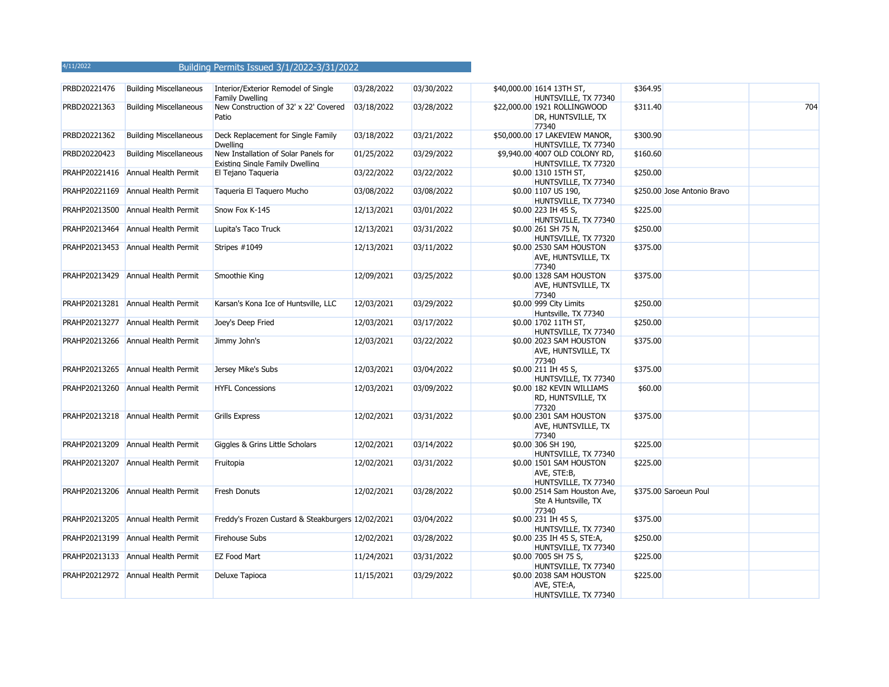4/11/2022

## Building Permits Issued 3/1/2022-3/31/2022

| | | | | | | | | | |
|---|---|---|---|---|---|---|---|---|---|
| PRBD20221476 | Building Miscellaneous | Interior/Exterior Remodel of Single Family Dwelling | 03/28/2022 | 03/30/2022 | $40,000.00 | 1614 13TH ST, HUNTSVILLE, TX 77340 | $364.95 | | |
| PRBD20221363 | Building Miscellaneous | New Construction of 32' x 22' Covered Patio | 03/18/2022 | 03/28/2022 | $22,000.00 | 1921 ROLLINGWOOD DR, HUNTSVILLE, TX 77340 | $311.40 | | 704 |
| PRBD20221362 | Building Miscellaneous | Deck Replacement for Single Family Dwelling | 03/18/2022 | 03/21/2022 | $50,000.00 | 17 LAKEVIEW MANOR, HUNTSVILLE, TX 77340 | $300.90 | | |
| PRBD20220423 | Building Miscellaneous | New Installation of Solar Panels for Existing Single Family Dwelling | 01/25/2022 | 03/29/2022 | $9,940.00 | 4007 OLD COLONY RD, HUNTSVILLE, TX 77320 | $160.60 | | |
| PRAHP20221416 | Annual Health Permit | El Tejano Taqueria | 03/22/2022 | 03/22/2022 | $0.00 | 1310 15TH ST, HUNTSVILLE, TX 77340 | $250.00 | | |
| PRAHP20221169 | Annual Health Permit | Taqueria El Taquero Mucho | 03/08/2022 | 03/08/2022 | $0.00 | 1107 US 190, HUNTSVILLE, TX 77340 | $250.00 | Jose Antonio Bravo | |
| PRAHP20213500 | Annual Health Permit | Snow Fox K-145 | 12/13/2021 | 03/01/2022 | $0.00 | 223 IH 45 S, HUNTSVILLE, TX 77340 | $225.00 | | |
| PRAHP20213464 | Annual Health Permit | Lupita's Taco Truck | 12/13/2021 | 03/31/2022 | $0.00 | 261 SH 75 N, HUNTSVILLE, TX 77320 | $250.00 | | |
| PRAHP20213453 | Annual Health Permit | Stripes #1049 | 12/13/2021 | 03/11/2022 | $0.00 | 2530 SAM HOUSTON AVE, HUNTSVILLE, TX 77340 | $375.00 | | |
| PRAHP20213429 | Annual Health Permit | Smoothie King | 12/09/2021 | 03/25/2022 | $0.00 | 1328 SAM HOUSTON AVE, HUNTSVILLE, TX 77340 | $375.00 | | |
| PRAHP20213281 | Annual Health Permit | Karsan's Kona Ice of Huntsville, LLC | 12/03/2021 | 03/29/2022 | $0.00 | 999 City Limits Huntsville, TX 77340 | $250.00 | | |
| PRAHP20213277 | Annual Health Permit | Joey's Deep Fried | 12/03/2021 | 03/17/2022 | $0.00 | 1702 11TH ST, HUNTSVILLE, TX 77340 | $250.00 | | |
| PRAHP20213266 | Annual Health Permit | Jimmy John's | 12/03/2021 | 03/22/2022 | $0.00 | 2023 SAM HOUSTON AVE, HUNTSVILLE, TX 77340 | $375.00 | | |
| PRAHP20213265 | Annual Health Permit | Jersey Mike's Subs | 12/03/2021 | 03/04/2022 | $0.00 | 211 IH 45 S, HUNTSVILLE, TX 77340 | $375.00 | | |
| PRAHP20213260 | Annual Health Permit | HYFL Concessions | 12/03/2021 | 03/09/2022 | $0.00 | 182 KEVIN WILLIAMS RD, HUNTSVILLE, TX 77320 | $60.00 | | |
| PRAHP20213218 | Annual Health Permit | Grills Express | 12/02/2021 | 03/31/2022 | $0.00 | 2301 SAM HOUSTON AVE, HUNTSVILLE, TX 77340 | $375.00 | | |
| PRAHP20213209 | Annual Health Permit | Giggles & Grins Little Scholars | 12/02/2021 | 03/14/2022 | $0.00 | 306 SH 190, HUNTSVILLE, TX 77340 | $225.00 | | |
| PRAHP20213207 | Annual Health Permit | Fruitopia | 12/02/2021 | 03/31/2022 | $0.00 | 1501 SAM HOUSTON AVE, STE:B, HUNTSVILLE, TX 77340 | $225.00 | | |
| PRAHP20213206 | Annual Health Permit | Fresh Donuts | 12/02/2021 | 03/28/2022 | $0.00 | 2514 Sam Houston Ave, Ste A Huntsville, TX 77340 | $375.00 | Saroeun Poul | |
| PRAHP20213205 | Annual Health Permit | Freddy's Frozen Custard & Steakburgers | 12/02/2021 | 03/04/2022 | $0.00 | 231 IH 45 S, HUNTSVILLE, TX 77340 | $375.00 | | |
| PRAHP20213199 | Annual Health Permit | Firehouse Subs | 12/02/2021 | 03/28/2022 | $0.00 | 235 IH 45 S, STE:A, HUNTSVILLE, TX 77340 | $250.00 | | |
| PRAHP20213133 | Annual Health Permit | EZ Food Mart | 11/24/2021 | 03/31/2022 | $0.00 | 7005 SH 75 S, HUNTSVILLE, TX 77340 | $225.00 | | |
| PRAHP20212972 | Annual Health Permit | Deluxe Tapioca | 11/15/2021 | 03/29/2022 | $0.00 | 2038 SAM HOUSTON AVE, STE:A, HUNTSVILLE, TX 77340 | $225.00 | | |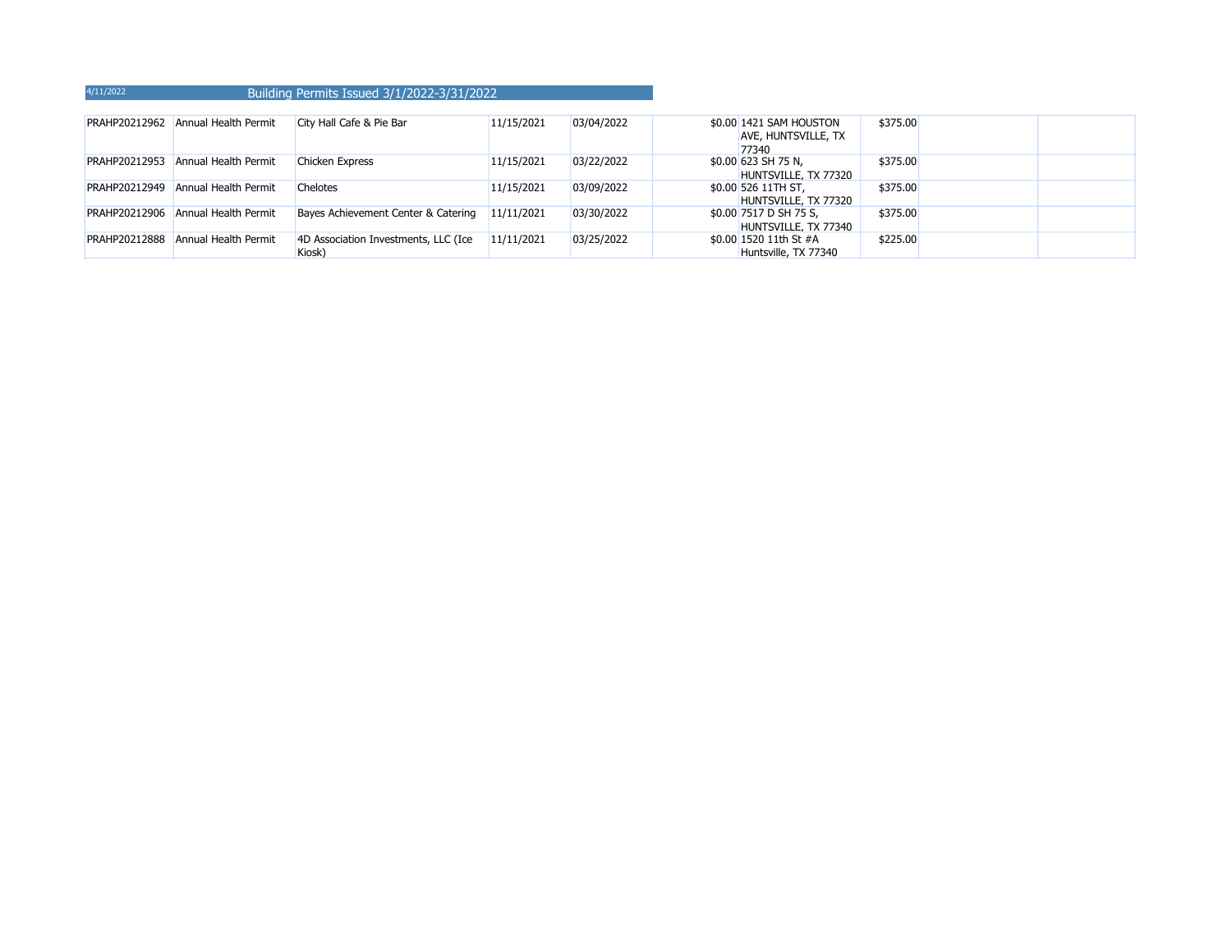4/11/2022 Building Permits Issued 3/1/2022-3/31/2022

| | | | | | | | | | |
|---|---|---|---|---|---|---|---|---|---|
| PRAHP20212962 | Annual Health Permit | City Hall Cafe & Pie Bar | 11/15/2021 | 03/04/2022 | $0.00 | 1421 SAM HOUSTON AVE, HUNTSVILLE, TX 77340 | $375.00 | | |
| PRAHP20212953 | Annual Health Permit | Chicken Express | 11/15/2021 | 03/22/2022 | $0.00 | 623 SH 75 N, HUNTSVILLE, TX 77320 | $375.00 | | |
| PRAHP20212949 | Annual Health Permit | Chelotes | 11/15/2021 | 03/09/2022 | $0.00 | 526 11TH ST, HUNTSVILLE, TX 77320 | $375.00 | | |
| PRAHP20212906 | Annual Health Permit | Bayes Achievement Center & Catering | 11/11/2021 | 03/30/2022 | $0.00 | 7517 D SH 75 S, HUNTSVILLE, TX 77340 | $375.00 | | |
| PRAHP20212888 | Annual Health Permit | 4D Association Investments, LLC (Ice Kiosk) | 11/11/2021 | 03/25/2022 | $0.00 | 1520 11th St #A Huntsville, TX 77340 | $225.00 | | |